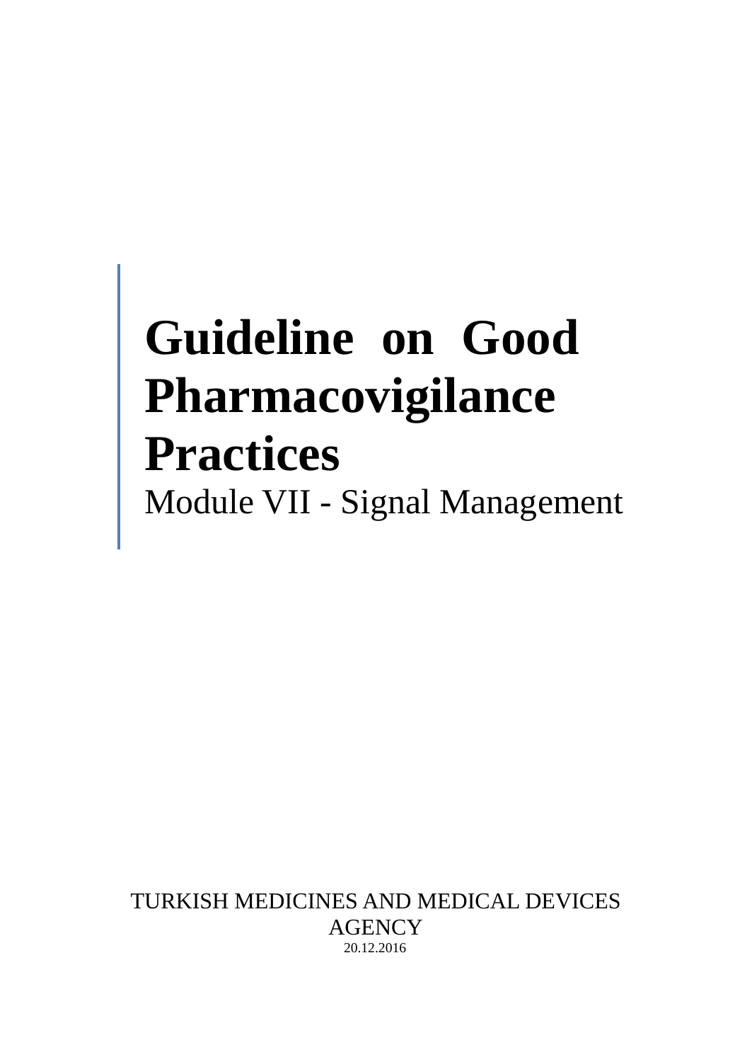# Guideline on Good Pharmacovigilance Practices

## Module VII - Signal Management

TURKISH MEDICINES AND MEDICAL DEVICES AGENCY

20.12.2016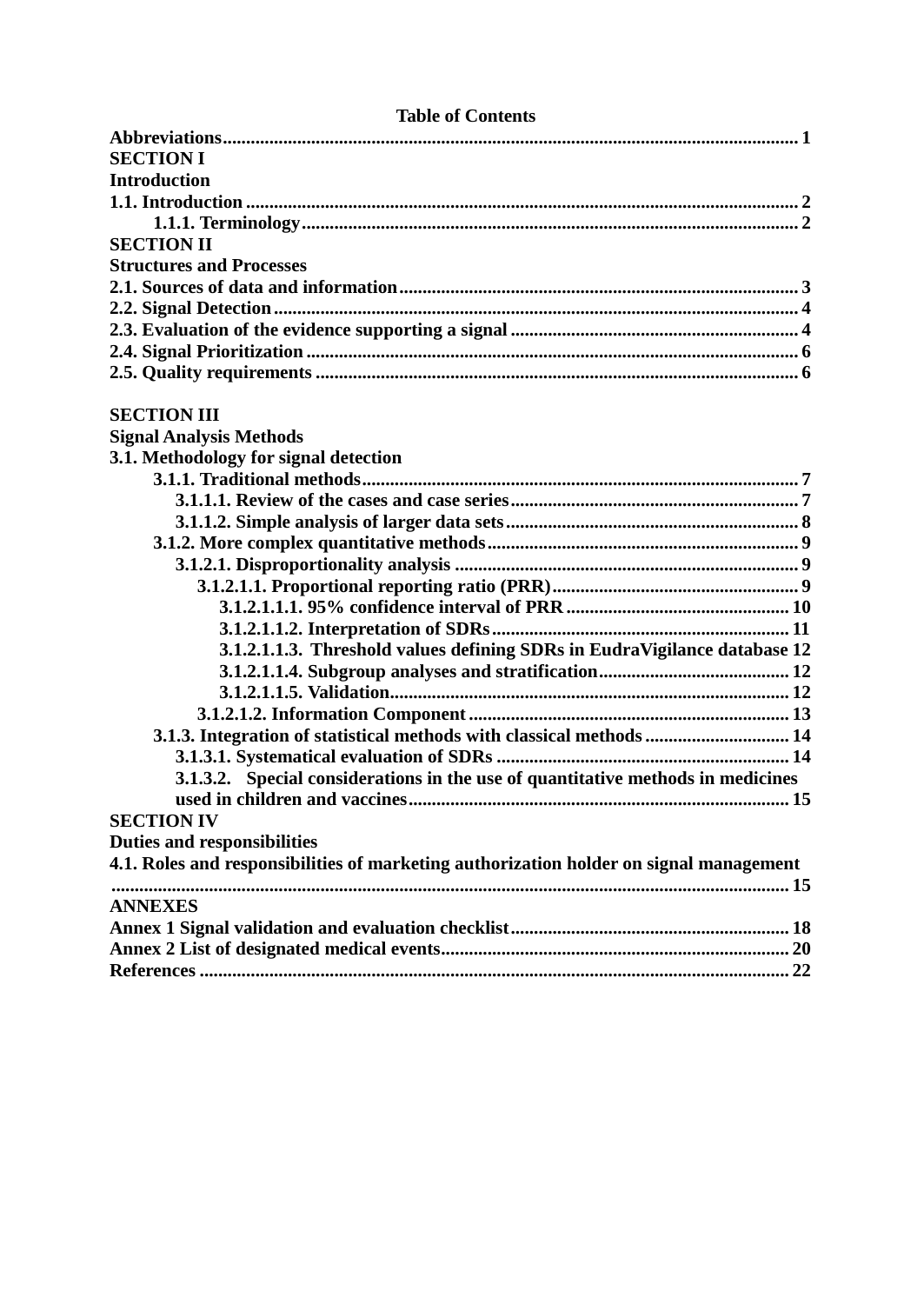**Table of Contents**

**Abbreviations** ... 1

**SECTION I**

**Introduction**

**1.1. Introduction** ... 2

- **1.1.1. Terminology** ... 2

**SECTION II**

**Structures and Processes**

**2.1. Sources of data and information** ... 3

**2.2. Signal Detection** ... 4

**2.3. Evaluation of the evidence supporting a signal** ... 4

**2.4. Signal Prioritization** ... 6

**2.5. Quality requirements** ... 6

**SECTION III**

**Signal Analysis Methods**

**3.1. Methodology for signal detection**

- **3.1.1. Traditional methods** ... 7
  - **3.1.1.1. Review of the cases and case series** ... 7
  - **3.1.1.2. Simple analysis of larger data sets** ... 8
- **3.1.2. More complex quantitative methods** ... 9
  - **3.1.2.1. Disproportionality analysis** ... 9
    - **3.1.2.1.1. Proportional reporting ratio (PRR)** ... 9
      - **3.1.2.1.1.1. 95% confidence interval of PRR** ... 10
      - **3.1.2.1.1.2. Interpretation of SDRs** ... 11
      - **3.1.2.1.1.3. Threshold values defining SDRs in EudraVigilance database** 12
      - **3.1.2.1.1.4. Subgroup analyses and stratification** ... 12
      - **3.1.2.1.1.5. Validation** ... 12
    - **3.1.2.1.2. Information Component** ... 13
- **3.1.3. Integration of statistical methods with classical methods** ... 14
  - **3.1.3.1. Systematical evaluation of SDRs** ... 14
  - **3.1.3.2. Special considerations in the use of quantitative methods in medicines used in children and vaccines** ... 15

**SECTION IV**

**Duties and responsibilities**

**4.1. Roles and responsibilities of marketing authorization holder on signal management** ... 15

**ANNEXES**

**Annex 1 Signal validation and evaluation checklist** ... 18

**Annex 2 List of designated medical events** ... 20

**References** ... 22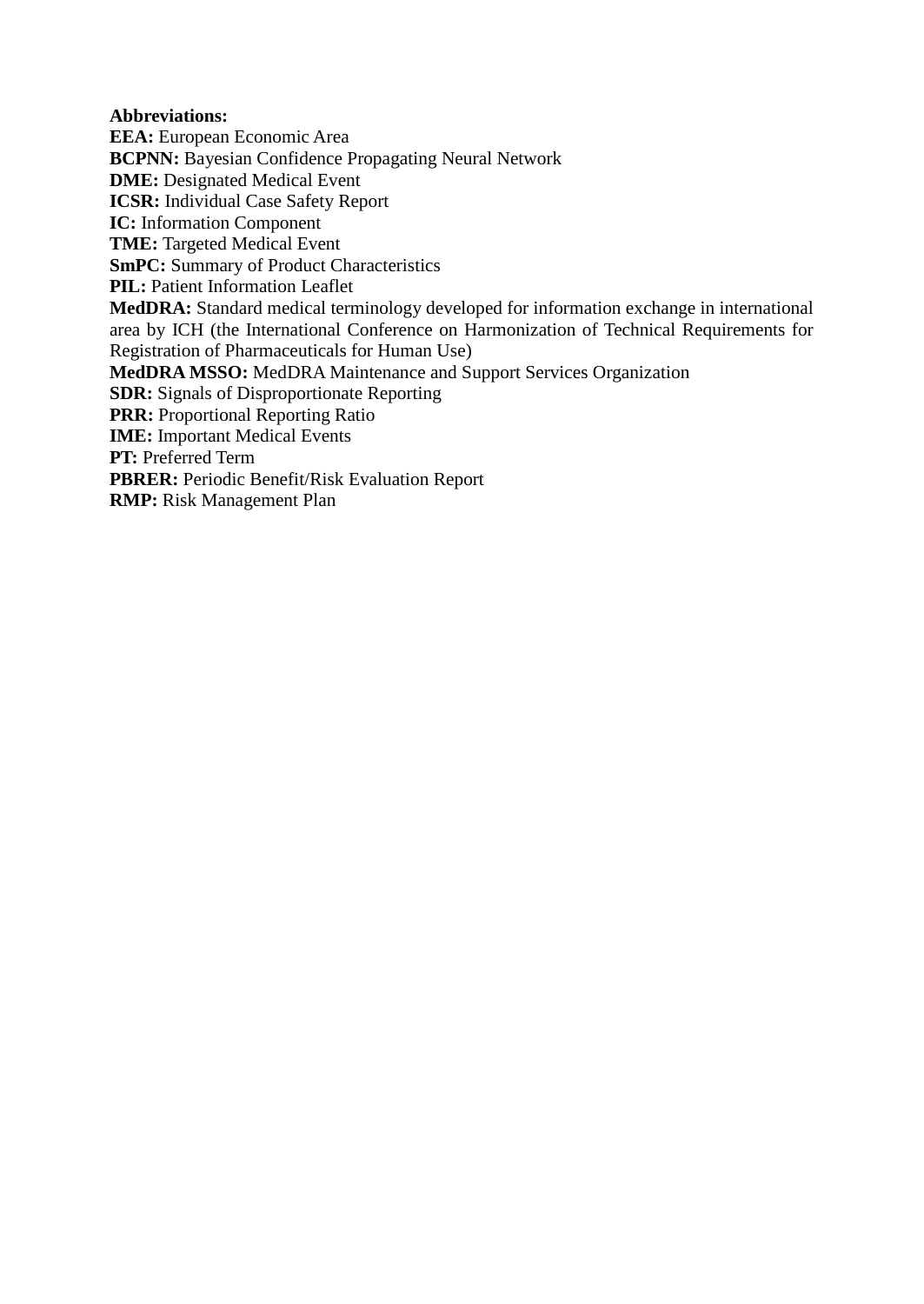**Abbreviations:**

**EEA:** European Economic Area  
**BCPNN:** Bayesian Confidence Propagating Neural Network  
**DME:** Designated Medical Event  
**ICSR:** Individual Case Safety Report  
**IC:** Information Component  
**TME:** Targeted Medical Event  
**SmPC:** Summary of Product Characteristics  
**PIL:** Patient Information Leaflet  
**MedDRA:** Standard medical terminology developed for information exchange in international area by ICH (the International Conference on Harmonization of Technical Requirements for Registration of Pharmaceuticals for Human Use)  
**MedDRA MSSO:** MedDRA Maintenance and Support Services Organization  
**SDR:** Signals of Disproportionate Reporting  
**PRR:** Proportional Reporting Ratio  
**IME:** Important Medical Events  
**PT:** Preferred Term  
**PBRER:** Periodic Benefit/Risk Evaluation Report  
**RMP:** Risk Management Plan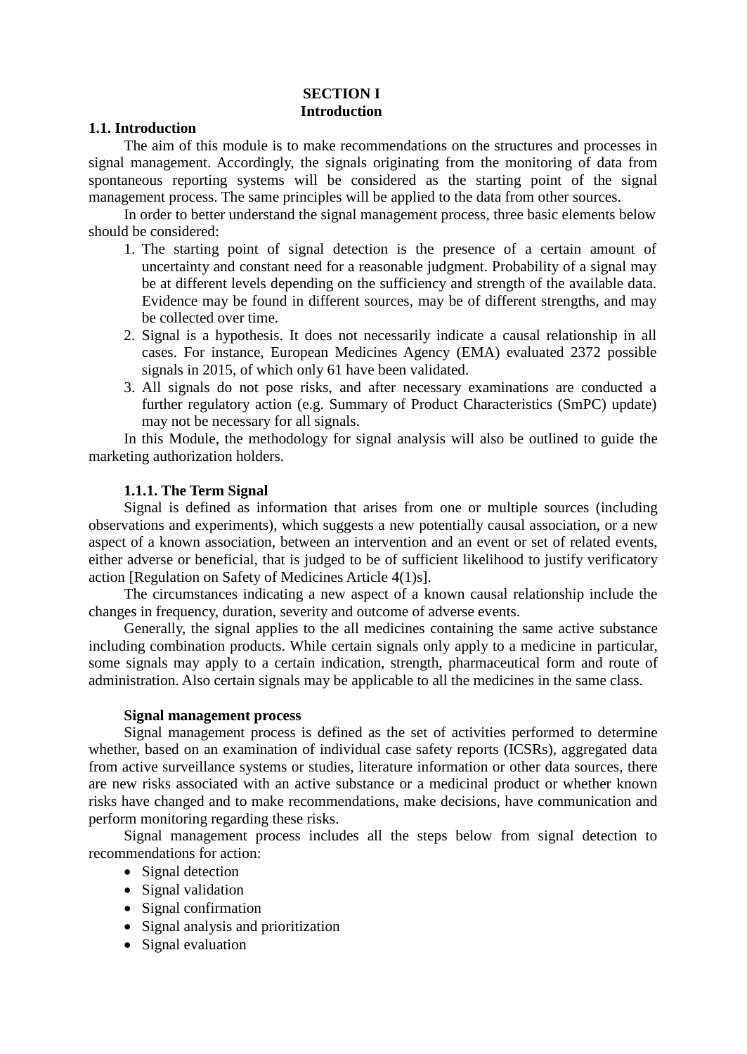# SECTION I
# Introduction

## 1.1. Introduction

The aim of this module is to make recommendations on the structures and processes in signal management. Accordingly, the signals originating from the monitoring of data from spontaneous reporting systems will be considered as the starting point of the signal management process. The same principles will be applied to the data from other sources.

In order to better understand the signal management process, three basic elements below should be considered:

1. The starting point of signal detection is the presence of a certain amount of uncertainty and constant need for a reasonable judgment. Probability of a signal may be at different levels depending on the sufficiency and strength of the available data. Evidence may be found in different sources, may be of different strengths, and may be collected over time.
2. Signal is a hypothesis. It does not necessarily indicate a causal relationship in all cases. For instance, European Medicines Agency (EMA) evaluated 2372 possible signals in 2015, of which only 61 have been validated.
3. All signals do not pose risks, and after necessary examinations are conducted a further regulatory action (e.g. Summary of Product Characteristics (SmPC) update) may not be necessary for all signals.

In this Module, the methodology for signal analysis will also be outlined to guide the marketing authorization holders.

### 1.1.1. The Term Signal

Signal is defined as information that arises from one or multiple sources (including observations and experiments), which suggests a new potentially causal association, or a new aspect of a known association, between an intervention and an event or set of related events, either adverse or beneficial, that is judged to be of sufficient likelihood to justify verificatory action [Regulation on Safety of Medicines Article 4(1)s].

The circumstances indicating a new aspect of a known causal relationship include the changes in frequency, duration, severity and outcome of adverse events.

Generally, the signal applies to the all medicines containing the same active substance including combination products. While certain signals only apply to a medicine in particular, some signals may apply to a certain indication, strength, pharmaceutical form and route of administration. Also certain signals may be applicable to all the medicines in the same class.

**Signal management process**

Signal management process is defined as the set of activities performed to determine whether, based on an examination of individual case safety reports (ICSRs), aggregated data from active surveillance systems or studies, literature information or other data sources, there are new risks associated with an active substance or a medicinal product or whether known risks have changed and to make recommendations, make decisions, have communication and perform monitoring regarding these risks.

Signal management process includes all the steps below from signal detection to recommendations for action:

- Signal detection
- Signal validation
- Signal confirmation
- Signal analysis and prioritization
- Signal evaluation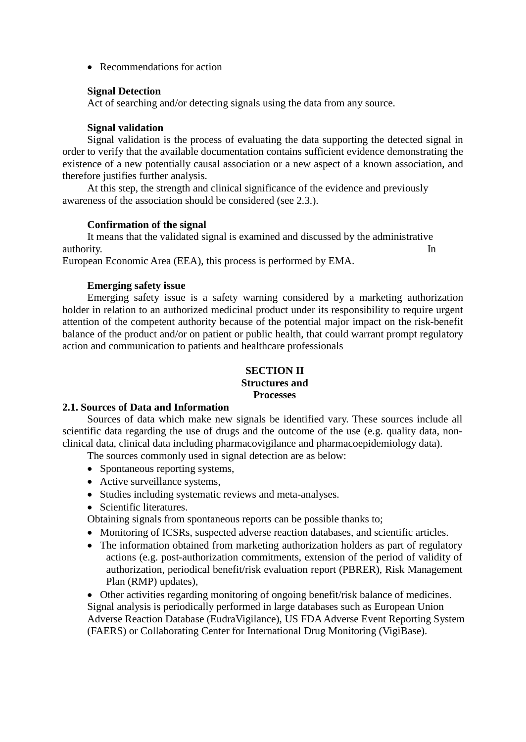- Recommendations for action

**Signal Detection**

Act of searching and/or detecting signals using the data from any source.

**Signal validation**

Signal validation is the process of evaluating the data supporting the detected signal in order to verify that the available documentation contains sufficient evidence demonstrating the existence of a new potentially causal association or a new aspect of a known association, and therefore justifies further analysis.

At this step, the strength and clinical significance of the evidence and previously awareness of the association should be considered (see 2.3.).

**Confirmation of the signal**

It means that the validated signal is examined and discussed by the administrative authority. In European Economic Area (EEA), this process is performed by EMA.

**Emerging safety issue**

Emerging safety issue is a safety warning considered by a marketing authorization holder in relation to an authorized medicinal product under its responsibility to require urgent attention of the competent authority because of the potential major impact on the risk-benefit balance of the product and/or on patient or public health, that could warrant prompt regulatory action and communication to patients and healthcare professionals

## SECTION II
## Structures and Processes

### 2.1. Sources of Data and Information

Sources of data which make new signals be identified vary. These sources include all scientific data regarding the use of drugs and the outcome of the use (e.g. quality data, non-clinical data, clinical data including pharmacovigilance and pharmacoepidemiology data).

The sources commonly used in signal detection are as below:

- Spontaneous reporting systems,
- Active surveillance systems,
- Studies including systematic reviews and meta-analyses.
- Scientific literatures.

Obtaining signals from spontaneous reports can be possible thanks to;

- Monitoring of ICSRs, suspected adverse reaction databases, and scientific articles.
- The information obtained from marketing authorization holders as part of regulatory actions (e.g. post-authorization commitments, extension of the period of validity of authorization, periodical benefit/risk evaluation report (PBRER), Risk Management Plan (RMP) updates),
- Other activities regarding monitoring of ongoing benefit/risk balance of medicines.

Signal analysis is periodically performed in large databases such as European Union Adverse Reaction Database (EudraVigilance), US FDA Adverse Event Reporting System (FAERS) or Collaborating Center for International Drug Monitoring (VigiBase).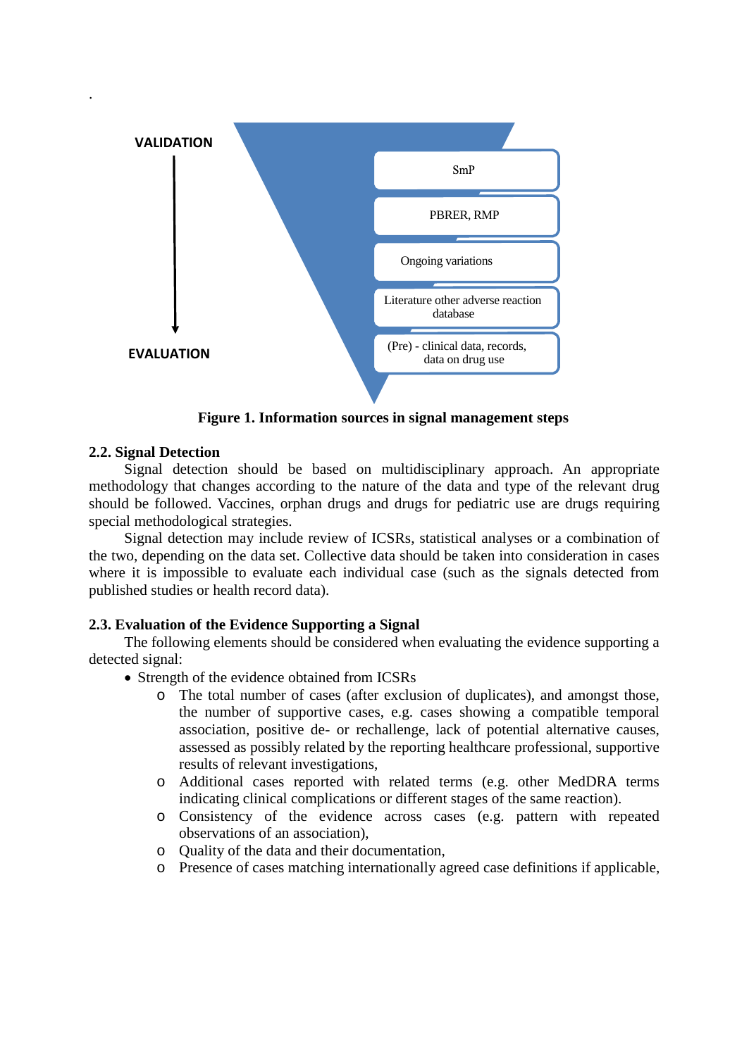VALIDATION

EVALUATION

SmP

PBRER, RMP

Ongoing variations

Literature other adverse reaction database

(Pre) - clinical data, records, data on drug use

**Figure 1. Information sources in signal management steps**

### 2.2. Signal Detection

Signal detection should be based on multidisciplinary approach. An appropriate methodology that changes according to the nature of the data and type of the relevant drug should be followed. Vaccines, orphan drugs and drugs for pediatric use are drugs requiring special methodological strategies.

Signal detection may include review of ICSRs, statistical analyses or a combination of the two, depending on the data set. Collective data should be taken into consideration in cases where it is impossible to evaluate each individual case (such as the signals detected from published studies or health record data).

### 2.3. Evaluation of the Evidence Supporting a Signal

The following elements should be considered when evaluating the evidence supporting a detected signal:

- Strength of the evidence obtained from ICSRs
  - The total number of cases (after exclusion of duplicates), and amongst those, the number of supportive cases, e.g. cases showing a compatible temporal association, positive de- or rechallenge, lack of potential alternative causes, assessed as possibly related by the reporting healthcare professional, supportive results of relevant investigations,
  - Additional cases reported with related terms (e.g. other MedDRA terms indicating clinical complications or different stages of the same reaction).
  - Consistency of the evidence across cases (e.g. pattern with repeated observations of an association),
  - Quality of the data and their documentation,
  - Presence of cases matching internationally agreed case definitions if applicable,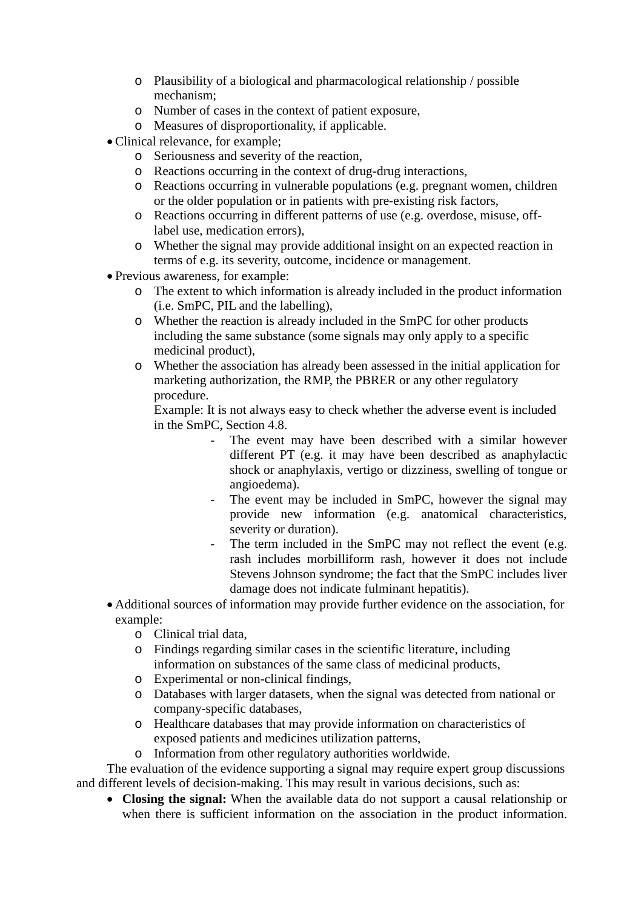- Plausibility of a biological and pharmacological relationship / possible mechanism;
  - Number of cases in the context of patient exposure,
  - Measures of disproportionality, if applicable.
- Clinical relevance, for example;
  - Seriousness and severity of the reaction,
  - Reactions occurring in the context of drug-drug interactions,
  - Reactions occurring in vulnerable populations (e.g. pregnant women, children or the older population or in patients with pre-existing risk factors,
  - Reactions occurring in different patterns of use (e.g. overdose, misuse, off-label use, medication errors),
  - Whether the signal may provide additional insight on an expected reaction in terms of e.g. its severity, outcome, incidence or management.
- Previous awareness, for example:
  - The extent to which information is already included in the product information (i.e. SmPC, PIL and the labelling),
  - Whether the reaction is already included in the SmPC for other products including the same substance (some signals may only apply to a specific medicinal product),
  - Whether the association has already been assessed in the initial application for marketing authorization, the RMP, the PBRER or any other regulatory procedure.

    Example: It is not always easy to check whether the adverse event is included in the SmPC, Section 4.8.

    - The event may have been described with a similar however different PT (e.g. it may have been described as anaphylactic shock or anaphylaxis, vertigo or dizziness, swelling of tongue or angioedema).
    - The event may be included in SmPC, however the signal may provide new information (e.g. anatomical characteristics, severity or duration).
    - The term included in the SmPC may not reflect the event (e.g. rash includes morbilliform rash, however it does not include Stevens Johnson syndrome; the fact that the SmPC includes liver damage does not indicate fulminant hepatitis).
- Additional sources of information may provide further evidence on the association, for example:
  - Clinical trial data,
  - Findings regarding similar cases in the scientific literature, including information on substances of the same class of medicinal products,
  - Experimental or non-clinical findings,
  - Databases with larger datasets, when the signal was detected from national or company-specific databases,
  - Healthcare databases that may provide information on characteristics of exposed patients and medicines utilization patterns,
  - Information from other regulatory authorities worldwide.

The evaluation of the evidence supporting a signal may require expert group discussions and different levels of decision-making. This may result in various decisions, such as:

- **Closing the signal:** When the available data do not support a causal relationship or when there is sufficient information on the association in the product information.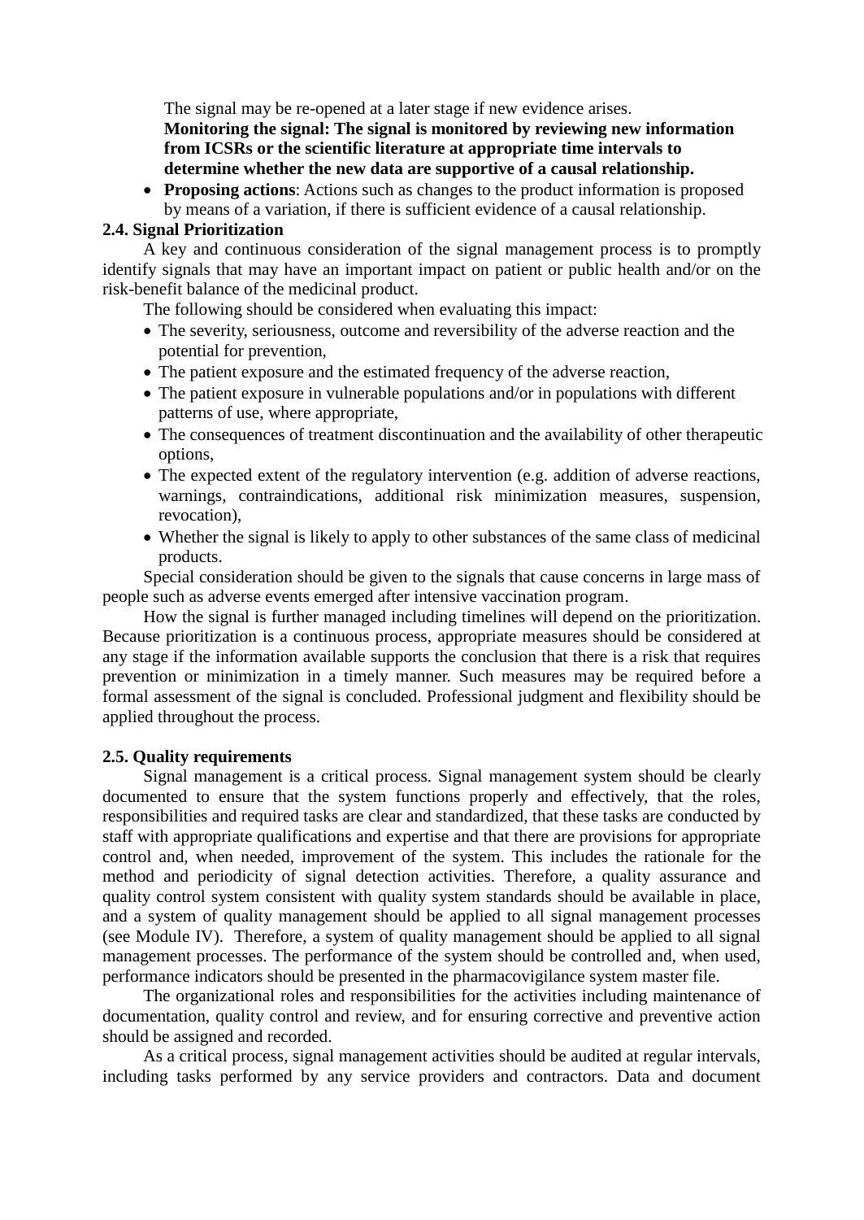The signal may be re-opened at a later stage if new evidence arises.
**Monitoring the signal: The signal is monitored by reviewing new information from ICSRs or the scientific literature at appropriate time intervals to determine whether the new data are supportive of a causal relationship.**

- **Proposing actions**: Actions such as changes to the product information is proposed by means of a variation, if there is sufficient evidence of a causal relationship.

**2.4. Signal Prioritization**

A key and continuous consideration of the signal management process is to promptly identify signals that may have an important impact on patient or public health and/or on the risk-benefit balance of the medicinal product.

The following should be considered when evaluating this impact:

- The severity, seriousness, outcome and reversibility of the adverse reaction and the potential for prevention,
- The patient exposure and the estimated frequency of the adverse reaction,
- The patient exposure in vulnerable populations and/or in populations with different patterns of use, where appropriate,
- The consequences of treatment discontinuation and the availability of other therapeutic options,
- The expected extent of the regulatory intervention (e.g. addition of adverse reactions, warnings, contraindications, additional risk minimization measures, suspension, revocation),
- Whether the signal is likely to apply to other substances of the same class of medicinal products.

Special consideration should be given to the signals that cause concerns in large mass of people such as adverse events emerged after intensive vaccination program.

How the signal is further managed including timelines will depend on the prioritization. Because prioritization is a continuous process, appropriate measures should be considered at any stage if the information available supports the conclusion that there is a risk that requires prevention or minimization in a timely manner. Such measures may be required before a formal assessment of the signal is concluded. Professional judgment and flexibility should be applied throughout the process.

**2.5. Quality requirements**

Signal management is a critical process. Signal management system should be clearly documented to ensure that the system functions properly and effectively, that the roles, responsibilities and required tasks are clear and standardized, that these tasks are conducted by staff with appropriate qualifications and expertise and that there are provisions for appropriate control and, when needed, improvement of the system. This includes the rationale for the method and periodicity of signal detection activities. Therefore, a quality assurance and quality control system consistent with quality system standards should be available in place, and a system of quality management should be applied to all signal management processes (see Module IV). Therefore, a system of quality management should be applied to all signal management processes. The performance of the system should be controlled and, when used, performance indicators should be presented in the pharmacovigilance system master file.

The organizational roles and responsibilities for the activities including maintenance of documentation, quality control and review, and for ensuring corrective and preventive action should be assigned and recorded.

As a critical process, signal management activities should be audited at regular intervals, including tasks performed by any service providers and contractors. Data and document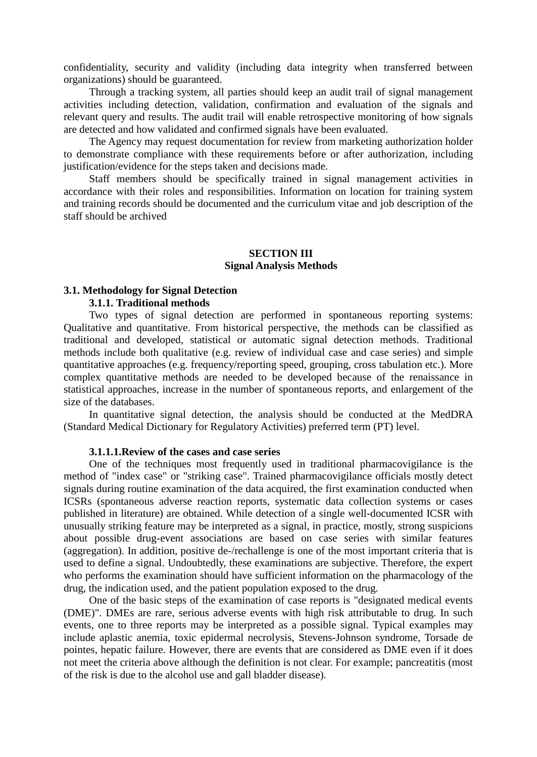confidentiality, security and validity (including data integrity when transferred between organizations) should be guaranteed.

Through a tracking system, all parties should keep an audit trail of signal management activities including detection, validation, confirmation and evaluation of the signals and relevant query and results. The audit trail will enable retrospective monitoring of how signals are detected and how validated and confirmed signals have been evaluated.

The Agency may request documentation for review from marketing authorization holder to demonstrate compliance with these requirements before or after authorization, including justification/evidence for the steps taken and decisions made.

Staff members should be specifically trained in signal management activities in accordance with their roles and responsibilities. Information on location for training system and training records should be documented and the curriculum vitae and job description of the staff should be archived

## SECTION III
## Signal Analysis Methods

### 3.1. Methodology for Signal Detection

#### 3.1.1. Traditional methods

Two types of signal detection are performed in spontaneous reporting systems: Qualitative and quantitative. From historical perspective, the methods can be classified as traditional and developed, statistical or automatic signal detection methods. Traditional methods include both qualitative (e.g. review of individual case and case series) and simple quantitative approaches (e.g. frequency/reporting speed, grouping, cross tabulation etc.). More complex quantitative methods are needed to be developed because of the renaissance in statistical approaches, increase in the number of spontaneous reports, and enlargement of the size of the databases.

In quantitative signal detection, the analysis should be conducted at the MedDRA (Standard Medical Dictionary for Regulatory Activities) preferred term (PT) level.

##### 3.1.1.1.Review of the cases and case series

One of the techniques most frequently used in traditional pharmacovigilance is the method of "index case" or "striking case". Trained pharmacovigilance officials mostly detect signals during routine examination of the data acquired, the first examination conducted when ICSRs (spontaneous adverse reaction reports, systematic data collection systems or cases published in literature) are obtained. While detection of a single well-documented ICSR with unusually striking feature may be interpreted as a signal, in practice, mostly, strong suspicions about possible drug-event associations are based on case series with similar features (aggregation). In addition, positive de-/rechallenge is one of the most important criteria that is used to define a signal. Undoubtedly, these examinations are subjective. Therefore, the expert who performs the examination should have sufficient information on the pharmacology of the drug, the indication used, and the patient population exposed to the drug.

One of the basic steps of the examination of case reports is "designated medical events (DME)". DMEs are rare, serious adverse events with high risk attributable to drug. In such events, one to three reports may be interpreted as a possible signal. Typical examples may include aplastic anemia, toxic epidermal necrolysis, Stevens-Johnson syndrome, Torsade de pointes, hepatic failure. However, there are events that are considered as DME even if it does not meet the criteria above although the definition is not clear. For example; pancreatitis (most of the risk is due to the alcohol use and gall bladder disease).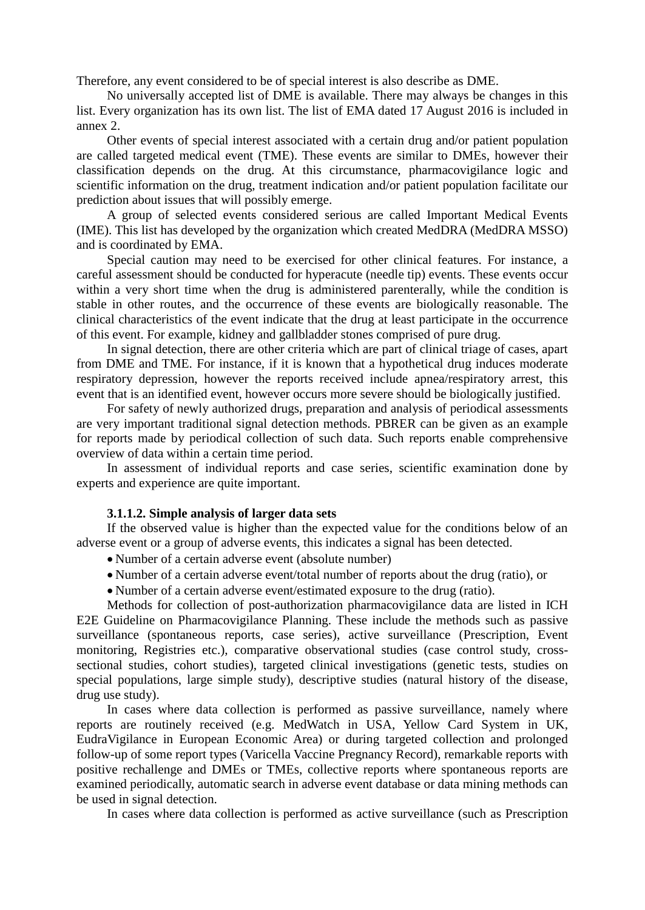Therefore, any event considered to be of special interest is also describe as DME.

No universally accepted list of DME is available. There may always be changes in this list. Every organization has its own list. The list of EMA dated 17 August 2016 is included in annex 2.

Other events of special interest associated with a certain drug and/or patient population are called targeted medical event (TME). These events are similar to DMEs, however their classification depends on the drug. At this circumstance, pharmacovigilance logic and scientific information on the drug, treatment indication and/or patient population facilitate our prediction about issues that will possibly emerge.

A group of selected events considered serious are called Important Medical Events (IME). This list has developed by the organization which created MedDRA (MedDRA MSSO) and is coordinated by EMA.

Special caution may need to be exercised for other clinical features. For instance, a careful assessment should be conducted for hyperacute (needle tip) events. These events occur within a very short time when the drug is administered parenterally, while the condition is stable in other routes, and the occurrence of these events are biologically reasonable. The clinical characteristics of the event indicate that the drug at least participate in the occurrence of this event. For example, kidney and gallbladder stones comprised of pure drug.

In signal detection, there are other criteria which are part of clinical triage of cases, apart from DME and TME. For instance, if it is known that a hypothetical drug induces moderate respiratory depression, however the reports received include apnea/respiratory arrest, this event that is an identified event, however occurs more severe should be biologically justified.

For safety of newly authorized drugs, preparation and analysis of periodical assessments are very important traditional signal detection methods. PBRER can be given as an example for reports made by periodical collection of such data. Such reports enable comprehensive overview of data within a certain time period.

In assessment of individual reports and case series, scientific examination done by experts and experience are quite important.

#### 3.1.1.2. Simple analysis of larger data sets

If the observed value is higher than the expected value for the conditions below of an adverse event or a group of adverse events, this indicates a signal has been detected.

- Number of a certain adverse event (absolute number)
- Number of a certain adverse event/total number of reports about the drug (ratio), or
- Number of a certain adverse event/estimated exposure to the drug (ratio).

Methods for collection of post-authorization pharmacovigilance data are listed in ICH E2E Guideline on Pharmacovigilance Planning. These include the methods such as passive surveillance (spontaneous reports, case series), active surveillance (Prescription, Event monitoring, Registries etc.), comparative observational studies (case control study, cross-sectional studies, cohort studies), targeted clinical investigations (genetic tests, studies on special populations, large simple study), descriptive studies (natural history of the disease, drug use study).

In cases where data collection is performed as passive surveillance, namely where reports are routinely received (e.g. MedWatch in USA, Yellow Card System in UK, EudraVigilance in European Economic Area) or during targeted collection and prolonged follow-up of some report types (Varicella Vaccine Pregnancy Record), remarkable reports with positive rechallenge and DMEs or TMEs, collective reports where spontaneous reports are examined periodically, automatic search in adverse event database or data mining methods can be used in signal detection.

In cases where data collection is performed as active surveillance (such as Prescription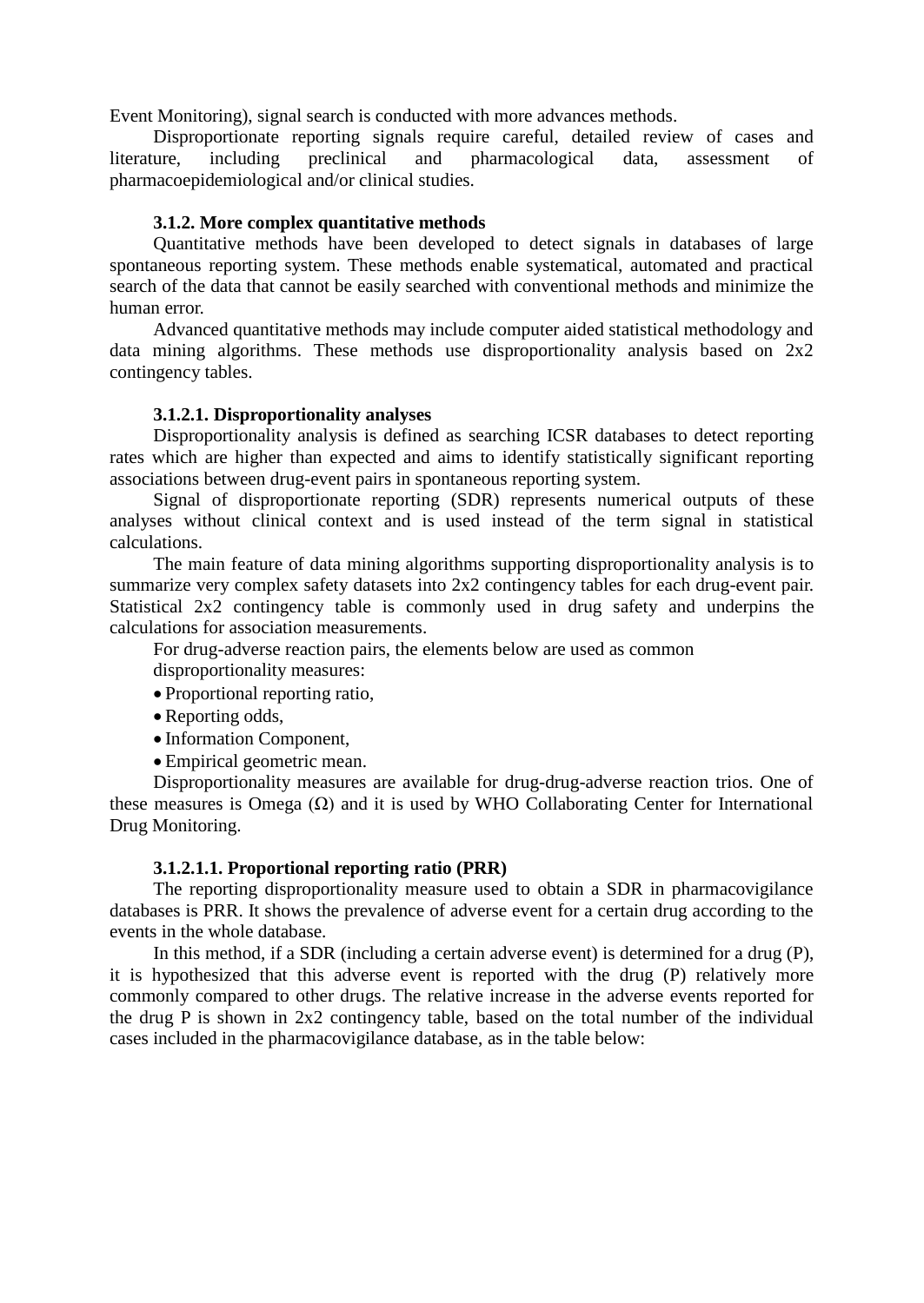Event Monitoring), signal search is conducted with more advances methods.

Disproportionate reporting signals require careful, detailed review of cases and literature, including preclinical and pharmacological data, assessment of pharmacoepidemiological and/or clinical studies.

#### 3.1.2. More complex quantitative methods

Quantitative methods have been developed to detect signals in databases of large spontaneous reporting system. These methods enable systematical, automated and practical search of the data that cannot be easily searched with conventional methods and minimize the human error.

Advanced quantitative methods may include computer aided statistical methodology and data mining algorithms. These methods use disproportionality analysis based on 2x2 contingency tables.

##### 3.1.2.1. Disproportionality analyses

Disproportionality analysis is defined as searching ICSR databases to detect reporting rates which are higher than expected and aims to identify statistically significant reporting associations between drug-event pairs in spontaneous reporting system.

Signal of disproportionate reporting (SDR) represents numerical outputs of these analyses without clinical context and is used instead of the term signal in statistical calculations.

The main feature of data mining algorithms supporting disproportionality analysis is to summarize very complex safety datasets into 2x2 contingency tables for each drug-event pair. Statistical 2x2 contingency table is commonly used in drug safety and underpins the calculations for association measurements.

For drug-adverse reaction pairs, the elements below are used as common disproportionality measures:

- Proportional reporting ratio,
- Reporting odds,
- Information Component,
- Empirical geometric mean.

Disproportionality measures are available for drug-drug-adverse reaction trios. One of these measures is Omega (Ω) and it is used by WHO Collaborating Center for International Drug Monitoring.

###### 3.1.2.1.1. Proportional reporting ratio (PRR)

The reporting disproportionality measure used to obtain a SDR in pharmacovigilance databases is PRR. It shows the prevalence of adverse event for a certain drug according to the events in the whole database.

In this method, if a SDR (including a certain adverse event) is determined for a drug (P), it is hypothesized that this adverse event is reported with the drug (P) relatively more commonly compared to other drugs. The relative increase in the adverse events reported for the drug P is shown in 2x2 contingency table, based on the total number of the individual cases included in the pharmacovigilance database, as in the table below: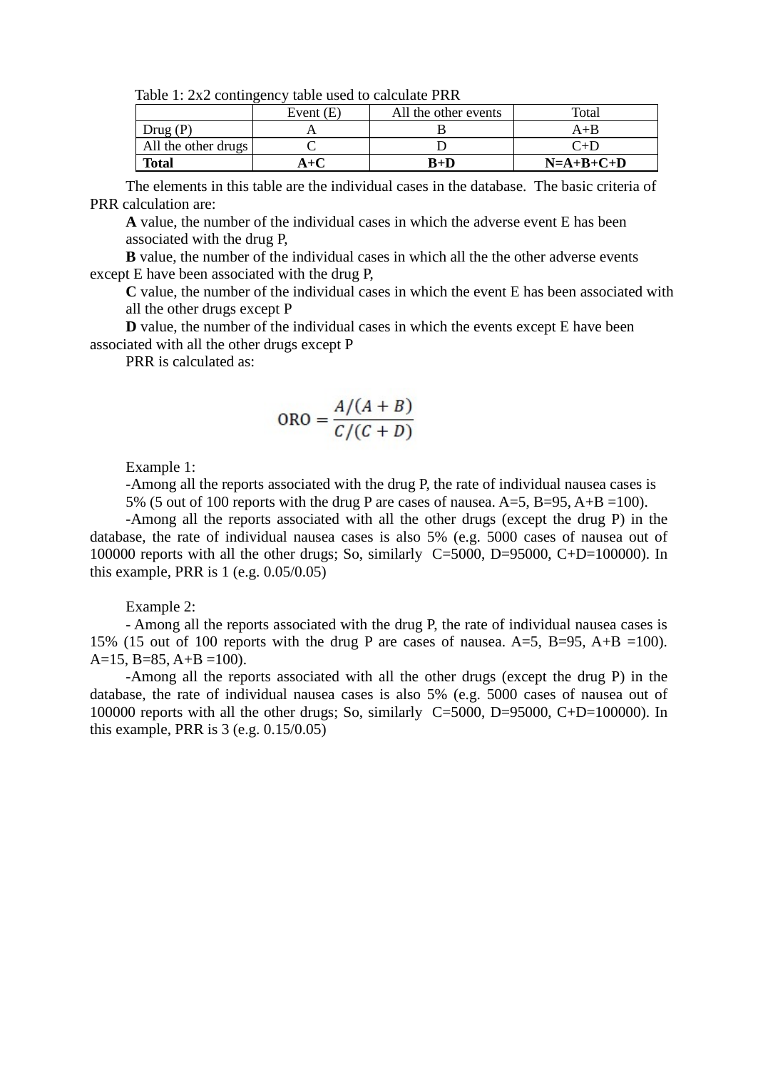Table 1: 2x2 contingency table used to calculate PRR

| | Event (E) | All the other events | Total |
|---|---|---|---|
| Drug (P) | A | B | A+B |
| All the other drugs | C | D | C+D |
| **Total** | **A+C** | **B+D** | **N=A+B+C+D** |

The elements in this table are the individual cases in the database. The basic criteria of PRR calculation are:

**A** value, the number of the individual cases in which the adverse event E has been associated with the drug P,

**B** value, the number of the individual cases in which all the the other adverse events except E have been associated with the drug P,

**C** value, the number of the individual cases in which the event E has been associated with all the other drugs except P

**D** value, the number of the individual cases in which the events except E have been associated with all the other drugs except P

PRR is calculated as:

$$\text{ORO} = \frac{A/(A+B)}{C/(C+D)}$$

Example 1:

-Among all the reports associated with the drug P, the rate of individual nausea cases is 5% (5 out of 100 reports with the drug P are cases of nausea. A=5, B=95, A+B =100).

-Among all the reports associated with all the other drugs (except the drug P) in the database, the rate of individual nausea cases is also 5% (e.g. 5000 cases of nausea out of 100000 reports with all the other drugs; So, similarly C=5000, D=95000, C+D=100000). In this example, PRR is 1 (e.g. 0.05/0.05)

Example 2:

- Among all the reports associated with the drug P, the rate of individual nausea cases is 15% (15 out of 100 reports with the drug P are cases of nausea. A=5, B=95, A+B =100). A=15, B=85, A+B =100).

-Among all the reports associated with all the other drugs (except the drug P) in the database, the rate of individual nausea cases is also 5% (e.g. 5000 cases of nausea out of 100000 reports with all the other drugs; So, similarly C=5000, D=95000, C+D=100000). In this example, PRR is 3 (e.g. 0.15/0.05)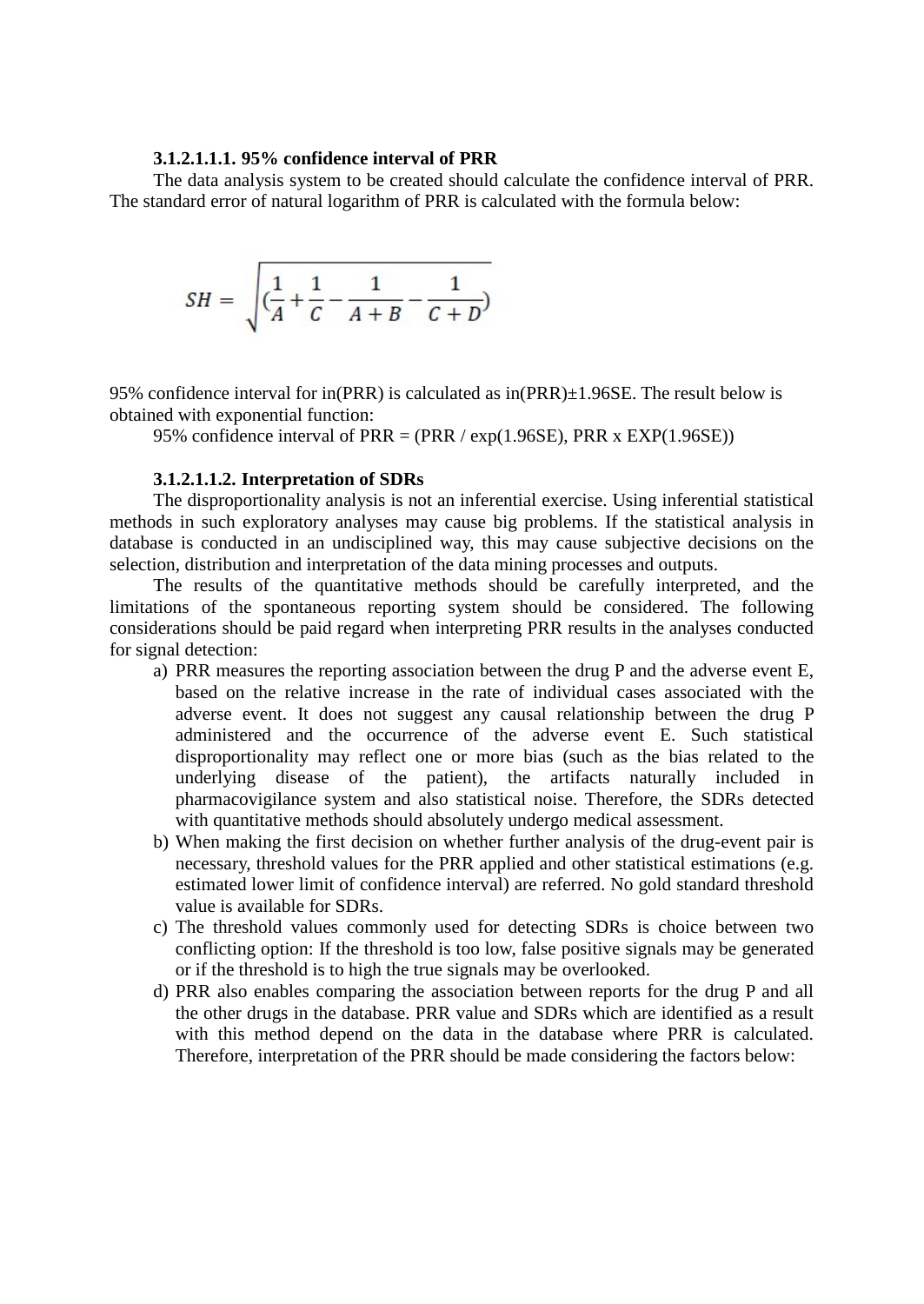**3.1.2.1.1.1. 95% confidence interval of PRR**

The data analysis system to be created should calculate the confidence interval of PRR. The standard error of natural logarithm of PRR is calculated with the formula below:

$$SH = \sqrt{\left(\frac{1}{A} + \frac{1}{C} - \frac{1}{A+B} - \frac{1}{C+D}\right)}$$

95% confidence interval for in(PRR) is calculated as in(PRR)±1.96SE. The result below is obtained with exponential function:

95% confidence interval of PRR = (PRR / exp(1.96SE), PRR x EXP(1.96SE))

**3.1.2.1.1.2. Interpretation of SDRs**

The disproportionality analysis is not an inferential exercise. Using inferential statistical methods in such exploratory analyses may cause big problems. If the statistical analysis in database is conducted in an undisciplined way, this may cause subjective decisions on the selection, distribution and interpretation of the data mining processes and outputs.

The results of the quantitative methods should be carefully interpreted, and the limitations of the spontaneous reporting system should be considered. The following considerations should be paid regard when interpreting PRR results in the analyses conducted for signal detection:

a) PRR measures the reporting association between the drug P and the adverse event E, based on the relative increase in the rate of individual cases associated with the adverse event. It does not suggest any causal relationship between the drug P administered and the occurrence of the adverse event E. Such statistical disproportionality may reflect one or more bias (such as the bias related to the underlying disease of the patient), the artifacts naturally included in pharmacovigilance system and also statistical noise. Therefore, the SDRs detected with quantitative methods should absolutely undergo medical assessment.
b) When making the first decision on whether further analysis of the drug-event pair is necessary, threshold values for the PRR applied and other statistical estimations (e.g. estimated lower limit of confidence interval) are referred. No gold standard threshold value is available for SDRs.
c) The threshold values commonly used for detecting SDRs is choice between two conflicting option: If the threshold is too low, false positive signals may be generated or if the threshold is to high the true signals may be overlooked.
d) PRR also enables comparing the association between reports for the drug P and all the other drugs in the database. PRR value and SDRs which are identified as a result with this method depend on the data in the database where PRR is calculated. Therefore, interpretation of the PRR should be made considering the factors below: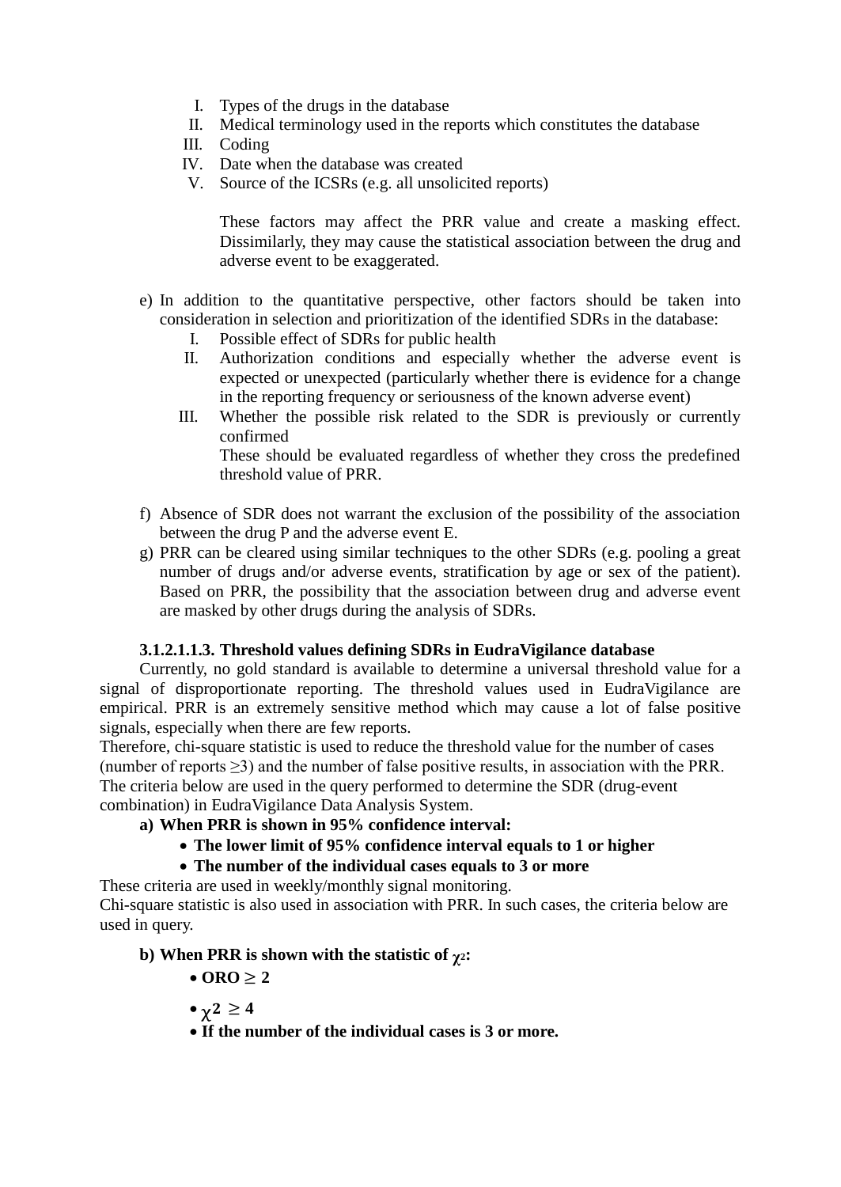I. Types of the drugs in the database
II. Medical terminology used in the reports which constitutes the database
III. Coding
IV. Date when the database was created
V. Source of the ICSRs (e.g. all unsolicited reports)

These factors may affect the PRR value and create a masking effect. Dissimilarly, they may cause the statistical association between the drug and adverse event to be exaggerated.

e) In addition to the quantitative perspective, other factors should be taken into consideration in selection and prioritization of the identified SDRs in the database:
   I. Possible effect of SDRs for public health
   II. Authorization conditions and especially whether the adverse event is expected or unexpected (particularly whether there is evidence for a change in the reporting frequency or seriousness of the known adverse event)
   III. Whether the possible risk related to the SDR is previously or currently confirmed

   These should be evaluated regardless of whether they cross the predefined threshold value of PRR.

f) Absence of SDR does not warrant the exclusion of the possibility of the association between the drug P and the adverse event E.
g) PRR can be cleared using similar techniques to the other SDRs (e.g. pooling a great number of drugs and/or adverse events, stratification by age or sex of the patient). Based on PRR, the possibility that the association between drug and adverse event are masked by other drugs during the analysis of SDRs.

**3.1.2.1.1.3. Threshold values defining SDRs in EudraVigilance database**

Currently, no gold standard is available to determine a universal threshold value for a signal of disproportionate reporting. The threshold values used in EudraVigilance are empirical. PRR is an extremely sensitive method which may cause a lot of false positive signals, especially when there are few reports.

Therefore, chi-square statistic is used to reduce the threshold value for the number of cases (number of reports ≥3) and the number of false positive results, in association with the PRR. The criteria below are used in the query performed to determine the SDR (drug-event combination) in EudraVigilance Data Analysis System.

**a) When PRR is shown in 95% confidence interval:**

- **The lower limit of 95% confidence interval equals to 1 or higher**
- **The number of the individual cases equals to 3 or more**

These criteria are used in weekly/monthly signal monitoring.

Chi-square statistic is also used in association with PRR. In such cases, the criteria below are used in query.

**b) When PRR is shown with the statistic of $\chi^2$:**

- **ORO ≥ 2**
- **$\chi^2 \geq 4$**
- **If the number of the individual cases is 3 or more.**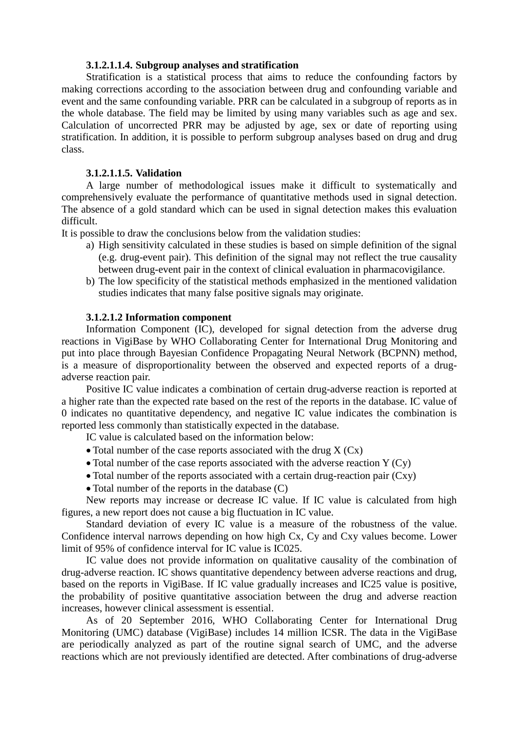#### 3.1.2.1.1.4. Subgroup analyses and stratification

Stratification is a statistical process that aims to reduce the confounding factors by making corrections according to the association between drug and confounding variable and event and the same confounding variable. PRR can be calculated in a subgroup of reports as in the whole database. The field may be limited by using many variables such as age and sex. Calculation of uncorrected PRR may be adjusted by age, sex or date of reporting using stratification. In addition, it is possible to perform subgroup analyses based on drug and drug class.

#### 3.1.2.1.1.5. Validation

A large number of methodological issues make it difficult to systematically and comprehensively evaluate the performance of quantitative methods used in signal detection. The absence of a gold standard which can be used in signal detection makes this evaluation difficult.

It is possible to draw the conclusions below from the validation studies:

a) High sensitivity calculated in these studies is based on simple definition of the signal (e.g. drug-event pair). This definition of the signal may not reflect the true causality between drug-event pair in the context of clinical evaluation in pharmacovigilance.
b) The low specificity of the statistical methods emphasized in the mentioned validation studies indicates that many false positive signals may originate.

#### 3.1.2.1.2 Information component

Information Component (IC), developed for signal detection from the adverse drug reactions in VigiBase by WHO Collaborating Center for International Drug Monitoring and put into place through Bayesian Confidence Propagating Neural Network (BCPNN) method, is a measure of disproportionality between the observed and expected reports of a drug-adverse reaction pair.

Positive IC value indicates a combination of certain drug-adverse reaction is reported at a higher rate than the expected rate based on the rest of the reports in the database. IC value of 0 indicates no quantitative dependency, and negative IC value indicates the combination is reported less commonly than statistically expected in the database.

IC value is calculated based on the information below:

- Total number of the case reports associated with the drug X (Cx)
- Total number of the case reports associated with the adverse reaction Y (Cy)
- Total number of the reports associated with a certain drug-reaction pair (Cxy)
- Total number of the reports in the database (C)

New reports may increase or decrease IC value. If IC value is calculated from high figures, a new report does not cause a big fluctuation in IC value.

Standard deviation of every IC value is a measure of the robustness of the value. Confidence interval narrows depending on how high Cx, Cy and Cxy values become. Lower limit of 95% of confidence interval for IC value is IC025.

IC value does not provide information on qualitative causality of the combination of drug-adverse reaction. IC shows quantitative dependency between adverse reactions and drug, based on the reports in VigiBase. If IC value gradually increases and IC25 value is positive, the probability of positive quantitative association between the drug and adverse reaction increases, however clinical assessment is essential.

As of 20 September 2016, WHO Collaborating Center for International Drug Monitoring (UMC) database (VigiBase) includes 14 million ICSR. The data in the VigiBase are periodically analyzed as part of the routine signal search of UMC, and the adverse reactions which are not previously identified are detected. After combinations of drug-adverse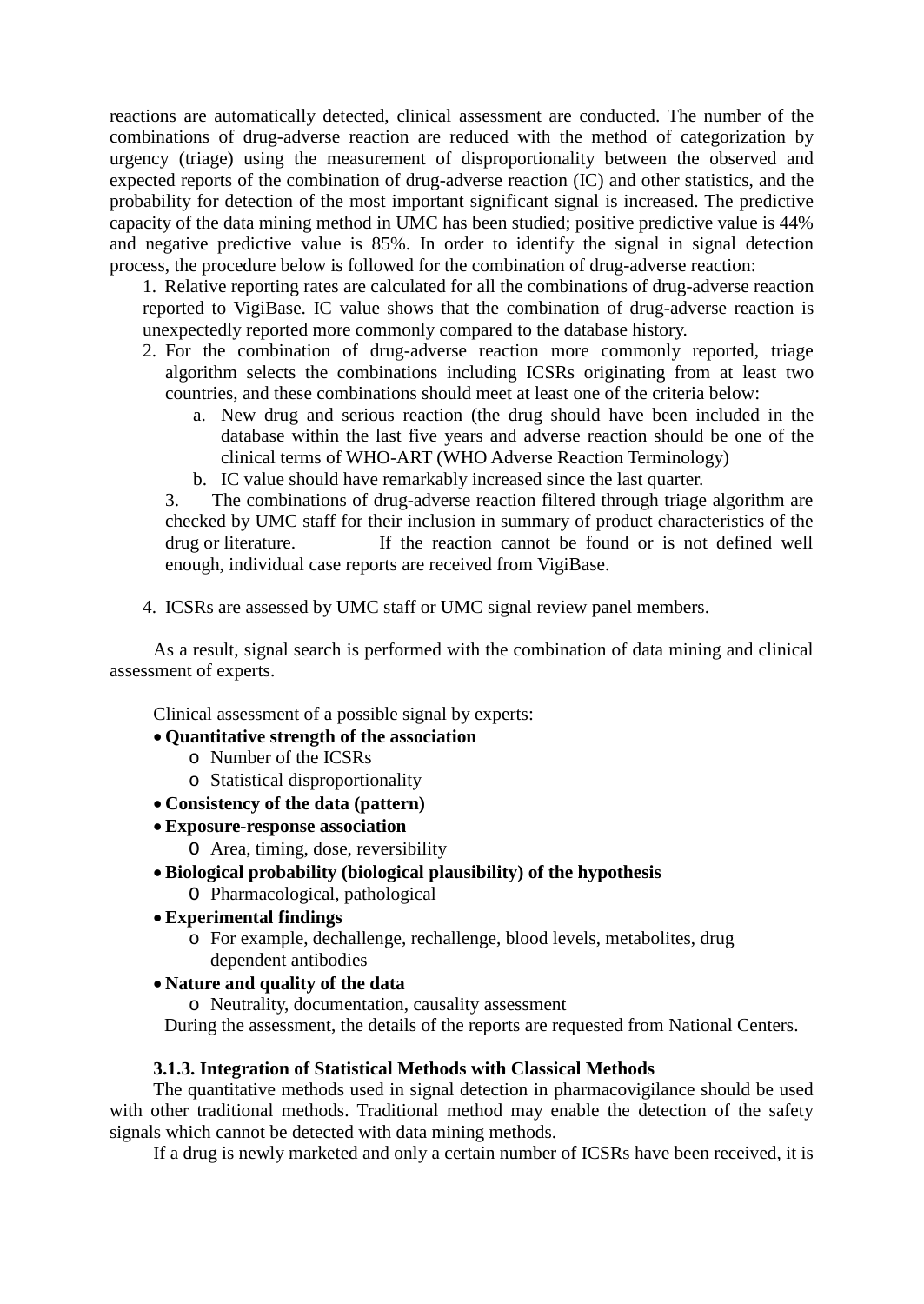reactions are automatically detected, clinical assessment are conducted. The number of the combinations of drug-adverse reaction are reduced with the method of categorization by urgency (triage) using the measurement of disproportionality between the observed and expected reports of the combination of drug-adverse reaction (IC) and other statistics, and the probability for detection of the most important significant signal is increased. The predictive capacity of the data mining method in UMC has been studied; positive predictive value is 44% and negative predictive value is 85%. In order to identify the signal in signal detection process, the procedure below is followed for the combination of drug-adverse reaction:

1. Relative reporting rates are calculated for all the combinations of drug-adverse reaction reported to VigiBase. IC value shows that the combination of drug-adverse reaction is unexpectedly reported more commonly compared to the database history.
2. For the combination of drug-adverse reaction more commonly reported, triage algorithm selects the combinations including ICSRs originating from at least two countries, and these combinations should meet at least one of the criteria below:
   a. New drug and serious reaction (the drug should have been included in the database within the last five years and adverse reaction should be one of the clinical terms of WHO-ART (WHO Adverse Reaction Terminology)
   b. IC value should have remarkably increased since the last quarter.
3. The combinations of drug-adverse reaction filtered through triage algorithm are checked by UMC staff for their inclusion in summary of product characteristics of the drug or literature. If the reaction cannot be found or is not defined well enough, individual case reports are received from VigiBase.
4. ICSRs are assessed by UMC staff or UMC signal review panel members.

As a result, signal search is performed with the combination of data mining and clinical assessment of experts.

Clinical assessment of a possible signal by experts:

- **Quantitative strength of the association**
  - Number of the ICSRs
  - Statistical disproportionality
- **Consistency of the data (pattern)**
- **Exposure-response association**
  - Area, timing, dose, reversibility
- **Biological probability (biological plausibility) of the hypothesis**
  - Pharmacological, pathological
- **Experimental findings**
  - For example, dechallenge, rechallenge, blood levels, metabolites, drug dependent antibodies
- **Nature and quality of the data**
  - Neutrality, documentation, causality assessment

During the assessment, the details of the reports are requested from National Centers.

### 3.1.3. Integration of Statistical Methods with Classical Methods

The quantitative methods used in signal detection in pharmacovigilance should be used with other traditional methods. Traditional method may enable the detection of the safety signals which cannot be detected with data mining methods.

If a drug is newly marketed and only a certain number of ICSRs have been received, it is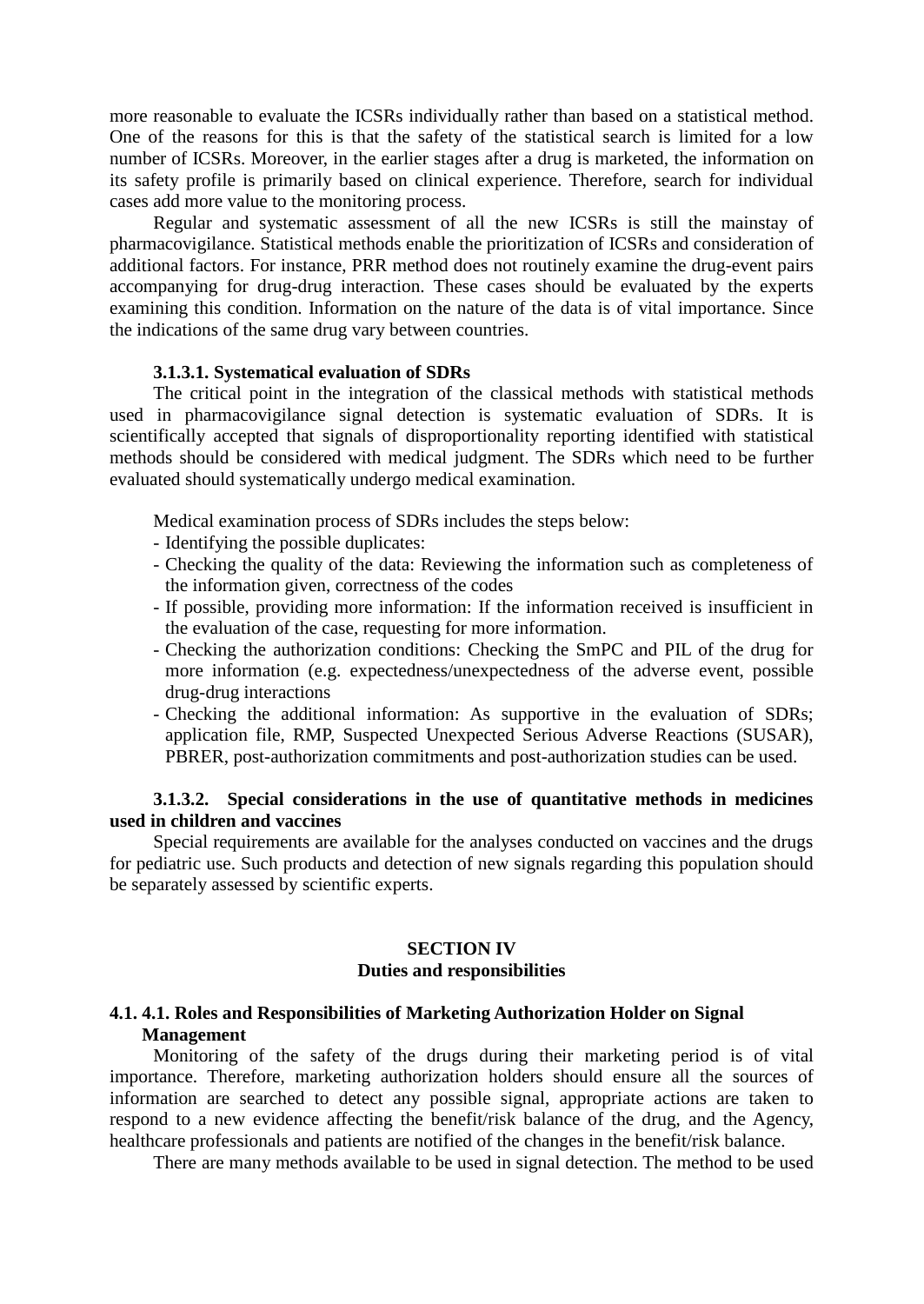more reasonable to evaluate the ICSRs individually rather than based on a statistical method. One of the reasons for this is that the safety of the statistical search is limited for a low number of ICSRs. Moreover, in the earlier stages after a drug is marketed, the information on its safety profile is primarily based on clinical experience. Therefore, search for individual cases add more value to the monitoring process.

Regular and systematic assessment of all the new ICSRs is still the mainstay of pharmacovigilance. Statistical methods enable the prioritization of ICSRs and consideration of additional factors. For instance, PRR method does not routinely examine the drug-event pairs accompanying for drug-drug interaction. These cases should be evaluated by the experts examining this condition. Information on the nature of the data is of vital importance. Since the indications of the same drug vary between countries.

#### 3.1.3.1. Systematical evaluation of SDRs

The critical point in the integration of the classical methods with statistical methods used in pharmacovigilance signal detection is systematic evaluation of SDRs. It is scientifically accepted that signals of disproportionality reporting identified with statistical methods should be considered with medical judgment. The SDRs which need to be further evaluated should systematically undergo medical examination.

Medical examination process of SDRs includes the steps below:

- Identifying the possible duplicates:
- Checking the quality of the data: Reviewing the information such as completeness of the information given, correctness of the codes
- If possible, providing more information: If the information received is insufficient in the evaluation of the case, requesting for more information.
- Checking the authorization conditions: Checking the SmPC and PIL of the drug for more information (e.g. expectedness/unexpectedness of the adverse event, possible drug-drug interactions
- Checking the additional information: As supportive in the evaluation of SDRs; application file, RMP, Suspected Unexpected Serious Adverse Reactions (SUSAR), PBRER, post-authorization commitments and post-authorization studies can be used.

#### 3.1.3.2. Special considerations in the use of quantitative methods in medicines used in children and vaccines

Special requirements are available for the analyses conducted on vaccines and the drugs for pediatric use. Such products and detection of new signals regarding this population should be separately assessed by scientific experts.

## SECTION IV
## Duties and responsibilities

### 4.1. 4.1. Roles and Responsibilities of Marketing Authorization Holder on Signal Management

Monitoring of the safety of the drugs during their marketing period is of vital importance. Therefore, marketing authorization holders should ensure all the sources of information are searched to detect any possible signal, appropriate actions are taken to respond to a new evidence affecting the benefit/risk balance of the drug, and the Agency, healthcare professionals and patients are notified of the changes in the benefit/risk balance.

There are many methods available to be used in signal detection. The method to be used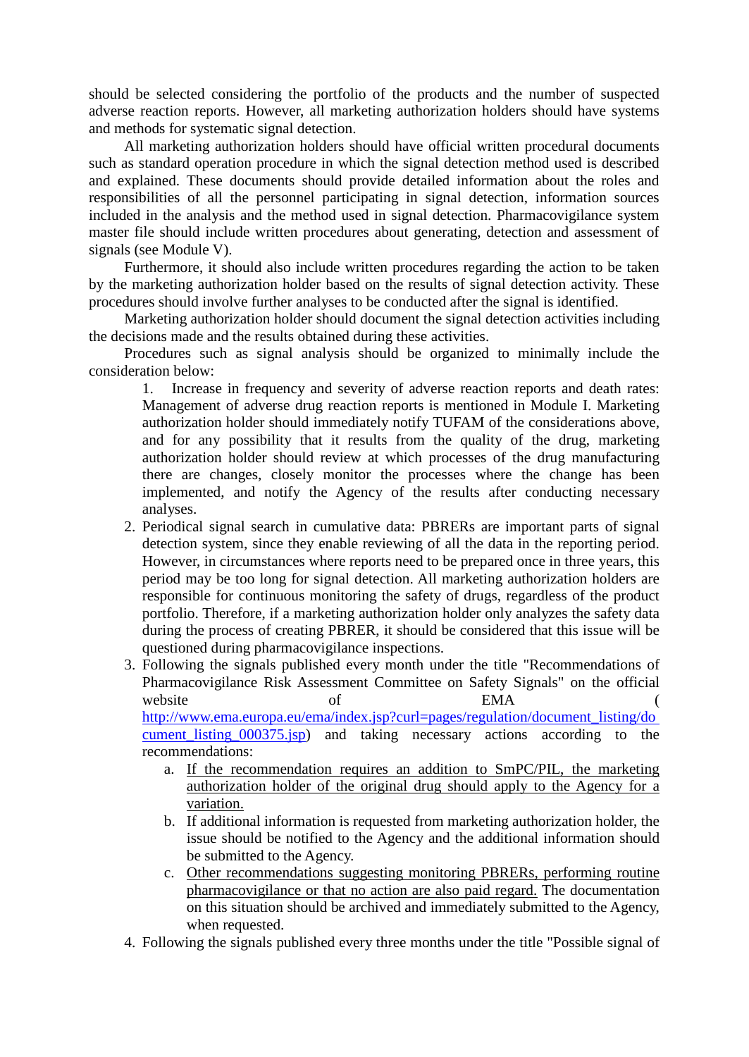should be selected considering the portfolio of the products and the number of suspected adverse reaction reports. However, all marketing authorization holders should have systems and methods for systematic signal detection.

All marketing authorization holders should have official written procedural documents such as standard operation procedure in which the signal detection method used is described and explained. These documents should provide detailed information about the roles and responsibilities of all the personnel participating in signal detection, information sources included in the analysis and the method used in signal detection. Pharmacovigilance system master file should include written procedures about generating, detection and assessment of signals (see Module V).

Furthermore, it should also include written procedures regarding the action to be taken by the marketing authorization holder based on the results of signal detection activity. These procedures should involve further analyses to be conducted after the signal is identified.

Marketing authorization holder should document the signal detection activities including the decisions made and the results obtained during these activities.

Procedures such as signal analysis should be organized to minimally include the consideration below:

1. Increase in frequency and severity of adverse reaction reports and death rates: Management of adverse drug reaction reports is mentioned in Module I. Marketing authorization holder should immediately notify TUFAM of the considerations above, and for any possibility that it results from the quality of the drug, marketing authorization holder should review at which processes of the drug manufacturing there are changes, closely monitor the processes where the change has been implemented, and notify the Agency of the results after conducting necessary analyses.
2. Periodical signal search in cumulative data: PBRERs are important parts of signal detection system, since they enable reviewing of all the data in the reporting period. However, in circumstances where reports need to be prepared once in three years, this period may be too long for signal detection. All marketing authorization holders are responsible for continuous monitoring the safety of drugs, regardless of the product portfolio. Therefore, if a marketing authorization holder only analyzes the safety data during the process of creating PBRER, it should be considered that this issue will be questioned during pharmacovigilance inspections.
3. Following the signals published every month under the title "Recommendations of Pharmacovigilance Risk Assessment Committee on Safety Signals" on the official website of EMA ( http://www.ema.europa.eu/ema/index.jsp?curl=pages/regulation/document_listing/document_listing_000375.jsp) and taking necessary actions according to the recommendations:
   a. <u>If the recommendation requires an addition to SmPC/PIL, the marketing authorization holder of the original drug should apply to the Agency for a variation.</u>
   b. If additional information is requested from marketing authorization holder, the issue should be notified to the Agency and the additional information should be submitted to the Agency.
   c. <u>Other recommendations suggesting monitoring PBRERs, performing routine pharmacovigilance or that no action are also paid regard.</u> The documentation on this situation should be archived and immediately submitted to the Agency, when requested.
4. Following the signals published every three months under the title "Possible signal of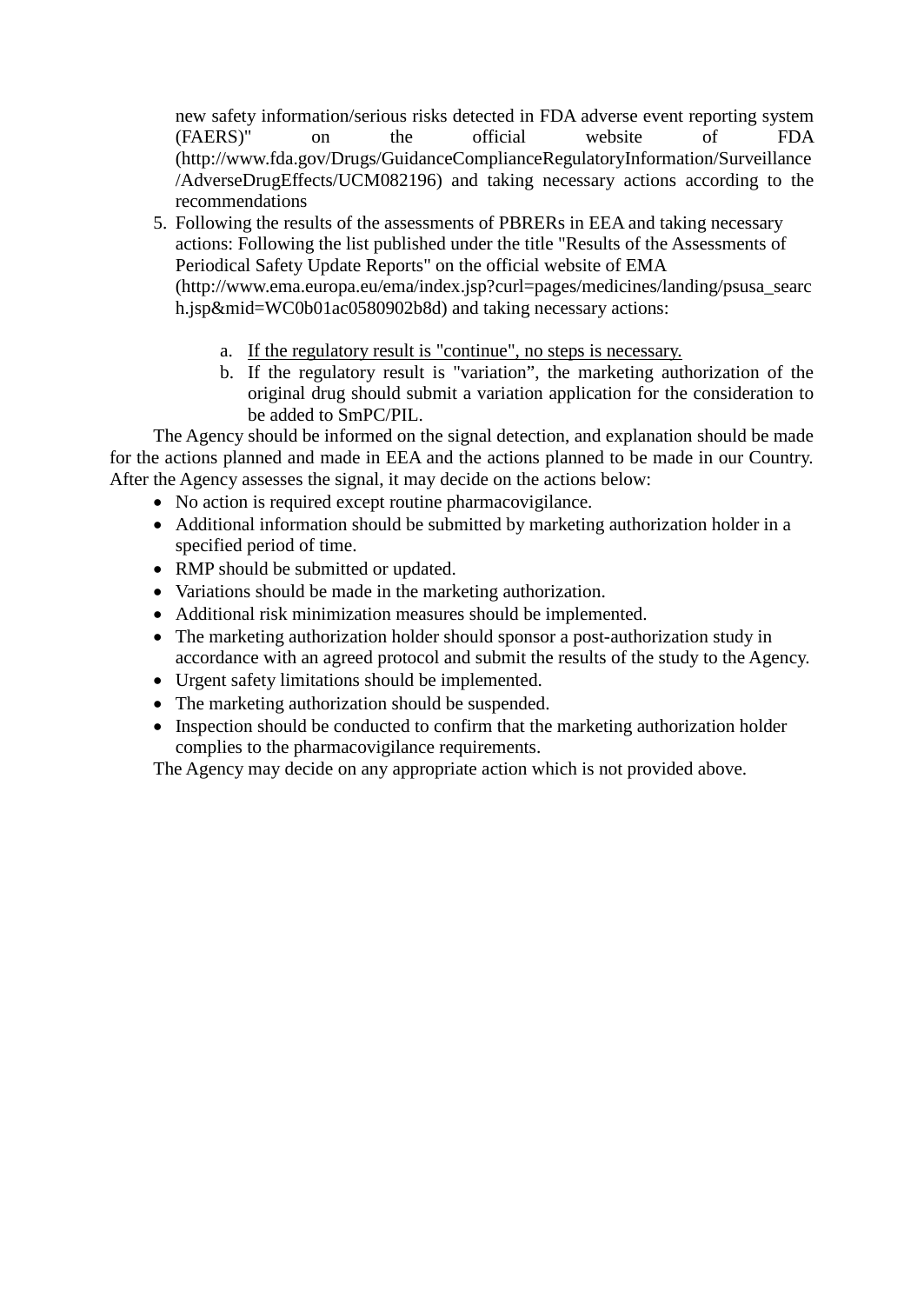new safety information/serious risks detected in FDA adverse event reporting system (FAERS)" on the official website of FDA (http://www.fda.gov/Drugs/GuidanceComplianceRegulatoryInformation/Surveillance/AdverseDrugEffects/UCM082196) and taking necessary actions according to the recommendations

5. Following the results of the assessments of PBRERs in EEA and taking necessary actions: Following the list published under the title "Results of the Assessments of Periodical Safety Update Reports" on the official website of EMA (http://www.ema.europa.eu/ema/index.jsp?curl=pages/medicines/landing/psusa_search.jsp&mid=WC0b01ac0580902b8d) and taking necessary actions:

    a. <u>If the regulatory result is "continue", no steps is necessary.</u>
    b. If the regulatory result is "variation", the marketing authorization of the original drug should submit a variation application for the consideration to be added to SmPC/PIL.

The Agency should be informed on the signal detection, and explanation should be made for the actions planned and made in EEA and the actions planned to be made in our Country. After the Agency assesses the signal, it may decide on the actions below:

- No action is required except routine pharmacovigilance.
- Additional information should be submitted by marketing authorization holder in a specified period of time.
- RMP should be submitted or updated.
- Variations should be made in the marketing authorization.
- Additional risk minimization measures should be implemented.
- The marketing authorization holder should sponsor a post-authorization study in accordance with an agreed protocol and submit the results of the study to the Agency.
- Urgent safety limitations should be implemented.
- The marketing authorization should be suspended.
- Inspection should be conducted to confirm that the marketing authorization holder complies to the pharmacovigilance requirements.

The Agency may decide on any appropriate action which is not provided above.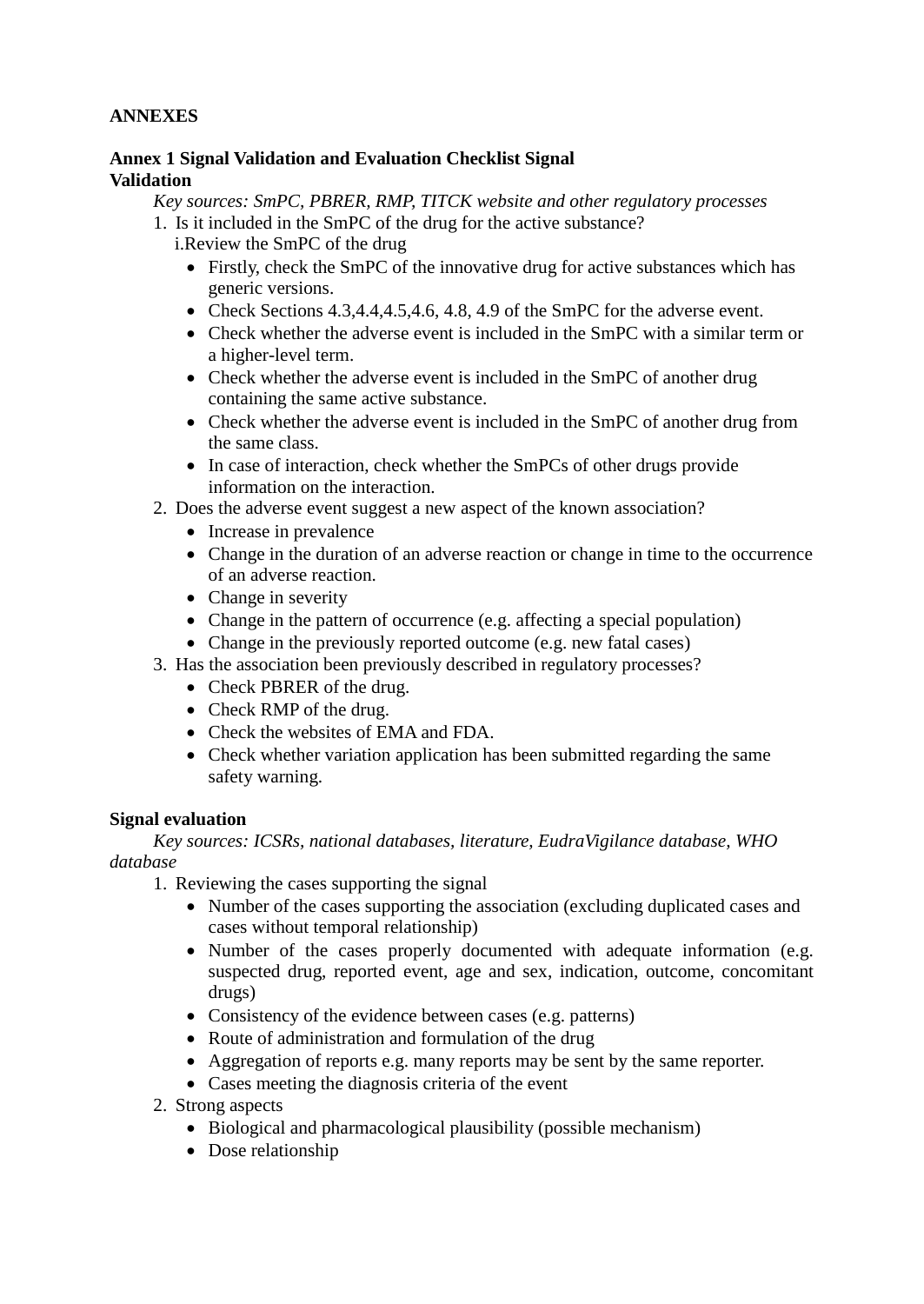**ANNEXES**

**Annex 1 Signal Validation and Evaluation Checklist Signal Validation**

*Key sources: SmPC, PBRER, RMP, TITCK website and other regulatory processes*

1. Is it included in the SmPC of the drug for the active substance?

   i.Review the SmPC of the drug

   - Firstly, check the SmPC of the innovative drug for active substances which has generic versions.
   - Check Sections 4.3,4.4,4.5,4.6, 4.8, 4.9 of the SmPC for the adverse event.
   - Check whether the adverse event is included in the SmPC with a similar term or a higher-level term.
   - Check whether the adverse event is included in the SmPC of another drug containing the same active substance.
   - Check whether the adverse event is included in the SmPC of another drug from the same class.
   - In case of interaction, check whether the SmPCs of other drugs provide information on the interaction.
2. Does the adverse event suggest a new aspect of the known association?
   - Increase in prevalence
   - Change in the duration of an adverse reaction or change in time to the occurrence of an adverse reaction.
   - Change in severity
   - Change in the pattern of occurrence (e.g. affecting a special population)
   - Change in the previously reported outcome (e.g. new fatal cases)
3. Has the association been previously described in regulatory processes?
   - Check PBRER of the drug.
   - Check RMP of the drug.
   - Check the websites of EMA and FDA.
   - Check whether variation application has been submitted regarding the same safety warning.

**Signal evaluation**

*Key sources: ICSRs, national databases, literature, EudraVigilance database, WHO database*

1. Reviewing the cases supporting the signal
   - Number of the cases supporting the association (excluding duplicated cases and cases without temporal relationship)
   - Number of the cases properly documented with adequate information (e.g. suspected drug, reported event, age and sex, indication, outcome, concomitant drugs)
   - Consistency of the evidence between cases (e.g. patterns)
   - Route of administration and formulation of the drug
   - Aggregation of reports e.g. many reports may be sent by the same reporter.
   - Cases meeting the diagnosis criteria of the event
2. Strong aspects
   - Biological and pharmacological plausibility (possible mechanism)
   - Dose relationship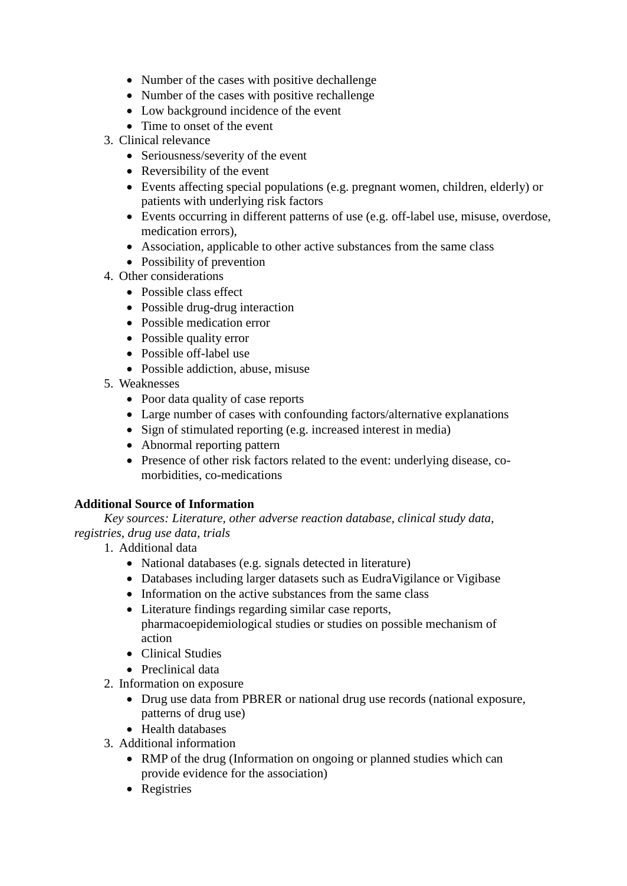- Number of the cases with positive dechallenge
- Number of the cases with positive rechallenge
- Low background incidence of the event
- Time to onset of the event

3. Clinical relevance
    - Seriousness/severity of the event
    - Reversibility of the event
    - Events affecting special populations (e.g. pregnant women, children, elderly) or patients with underlying risk factors
    - Events occurring in different patterns of use (e.g. off-label use, misuse, overdose, medication errors),
    - Association, applicable to other active substances from the same class
    - Possibility of prevention
4. Other considerations
    - Possible class effect
    - Possible drug-drug interaction
    - Possible medication error
    - Possible quality error
    - Possible off-label use
    - Possible addiction, abuse, misuse
5. Weaknesses
    - Poor data quality of case reports
    - Large number of cases with confounding factors/alternative explanations
    - Sign of stimulated reporting (e.g. increased interest in media)
    - Abnormal reporting pattern
    - Presence of other risk factors related to the event: underlying disease, co-morbidities, co-medications

**Additional Source of Information**

*Key sources: Literature, other adverse reaction database, clinical study data, registries, drug use data, trials*

1. Additional data
    - National databases (e.g. signals detected in literature)
    - Databases including larger datasets such as EudraVigilance or Vigibase
    - Information on the active substances from the same class
    - Literature findings regarding similar case reports, pharmacoepidemiological studies or studies on possible mechanism of action
    - Clinical Studies
    - Preclinical data
2. Information on exposure
    - Drug use data from PBRER or national drug use records (national exposure, patterns of drug use)
    - Health databases
3. Additional information
    - RMP of the drug (Information on ongoing or planned studies which can provide evidence for the association)
    - Registries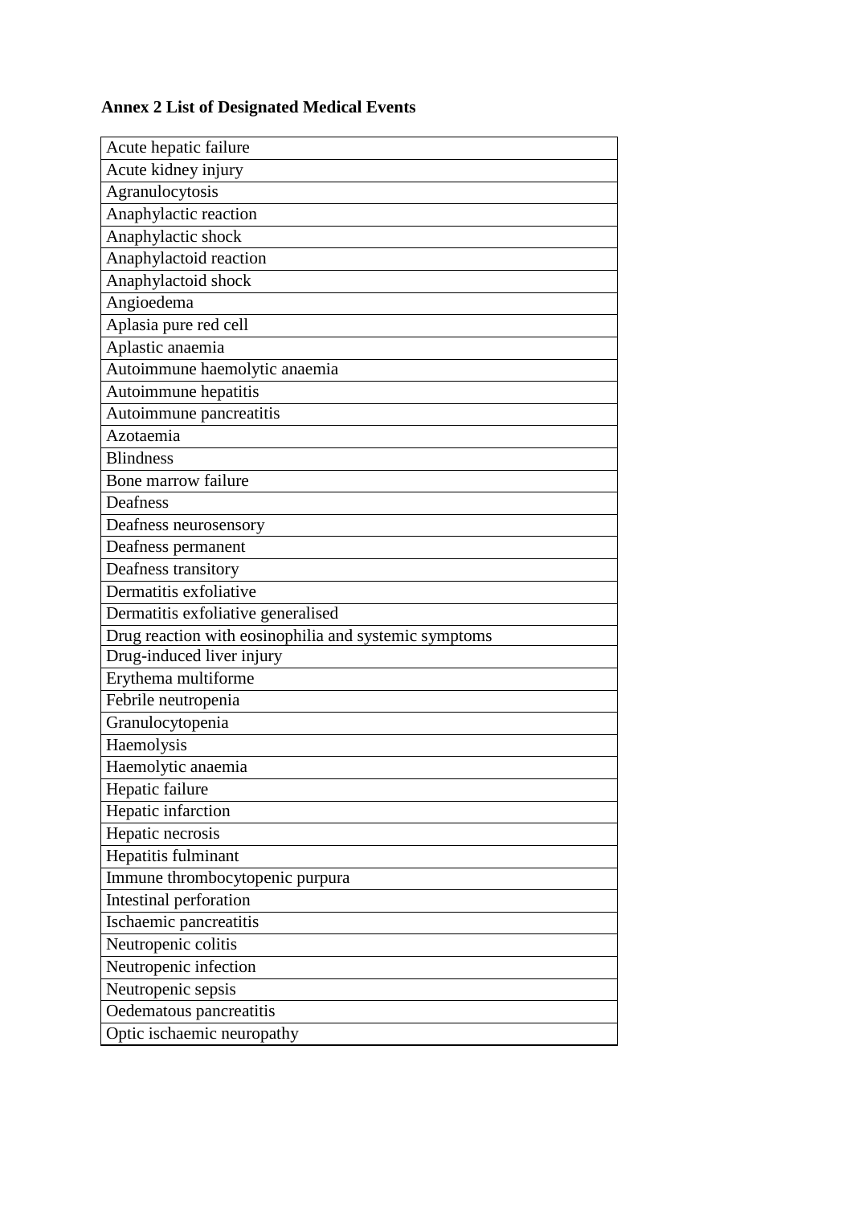**Annex 2 List of Designated Medical Events**

| Acute hepatic failure |
|---|
| Acute kidney injury |
| Agranulocytosis |
| Anaphylactic reaction |
| Anaphylactic shock |
| Anaphylactoid reaction |
| Anaphylactoid shock |
| Angioedema |
| Aplasia pure red cell |
| Aplastic anaemia |
| Autoimmune haemolytic anaemia |
| Autoimmune hepatitis |
| Autoimmune pancreatitis |
| Azotaemia |
| Blindness |
| Bone marrow failure |
| Deafness |
| Deafness neurosensory |
| Deafness permanent |
| Deafness transitory |
| Dermatitis exfoliative |
| Dermatitis exfoliative generalised |
| Drug reaction with eosinophilia and systemic symptoms |
| Drug-induced liver injury |
| Erythema multiforme |
| Febrile neutropenia |
| Granulocytopenia |
| Haemolysis |
| Haemolytic anaemia |
| Hepatic failure |
| Hepatic infarction |
| Hepatic necrosis |
| Hepatitis fulminant |
| Immune thrombocytopenic purpura |
| Intestinal perforation |
| Ischaemic pancreatitis |
| Neutropenic colitis |
| Neutropenic infection |
| Neutropenic sepsis |
| Oedematous pancreatitis |
| Optic ischaemic neuropathy |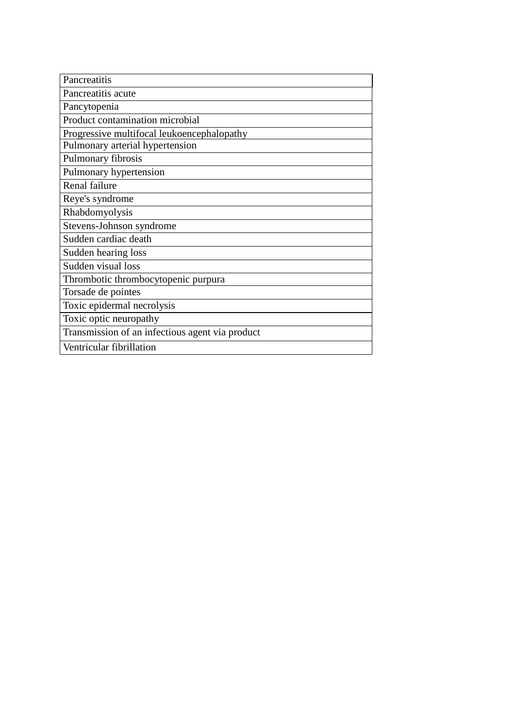| Pancreatitis |
|---|
| Pancreatitis acute |
| Pancytopenia |
| Product contamination microbial |
| Progressive multifocal leukoencephalopathy |
| Pulmonary arterial hypertension |
| Pulmonary fibrosis |
| Pulmonary hypertension |
| Renal failure |
| Reye's syndrome |
| Rhabdomyolysis |
| Stevens-Johnson syndrome |
| Sudden cardiac death |
| Sudden hearing loss |
| Sudden visual loss |
| Thrombotic thrombocytopenic purpura |
| Torsade de pointes |
| Toxic epidermal necrolysis |
| Toxic optic neuropathy |
| Transmission of an infectious agent via product |
| Ventricular fibrillation |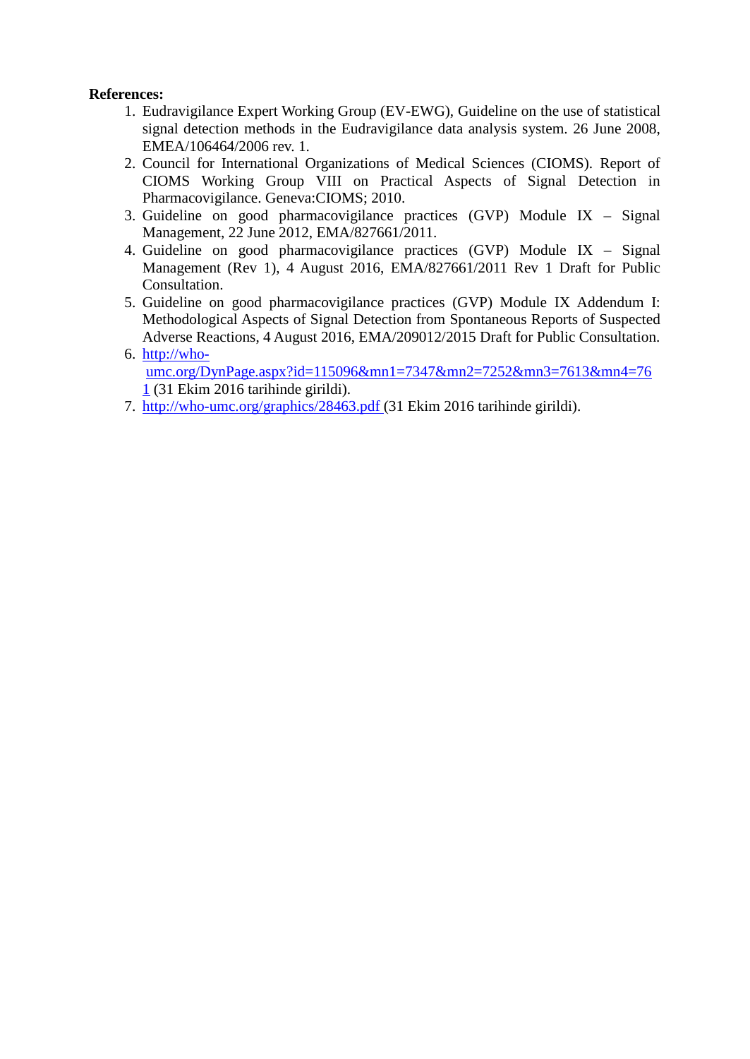**References:**

1. Eudravigilance Expert Working Group (EV-EWG), Guideline on the use of statistical signal detection methods in the Eudravigilance data analysis system. 26 June 2008, EMEA/106464/2006 rev. 1.
2. Council for International Organizations of Medical Sciences (CIOMS). Report of CIOMS Working Group VIII on Practical Aspects of Signal Detection in Pharmacovigilance. Geneva:CIOMS; 2010.
3. Guideline on good pharmacovigilance practices (GVP) Module IX – Signal Management, 22 June 2012, EMA/827661/2011.
4. Guideline on good pharmacovigilance practices (GVP) Module IX – Signal Management (Rev 1), 4 August 2016, EMA/827661/2011 Rev 1 Draft for Public Consultation.
5. Guideline on good pharmacovigilance practices (GVP) Module IX Addendum I: Methodological Aspects of Signal Detection from Spontaneous Reports of Suspected Adverse Reactions, 4 August 2016, EMA/209012/2015 Draft for Public Consultation.
6. http://who-umc.org/DynPage.aspx?id=115096&mn1=7347&mn2=7252&mn3=7613&mn4=761 (31 Ekim 2016 tarihinde girildi).
7. http://who-umc.org/graphics/28463.pdf (31 Ekim 2016 tarihinde girildi).